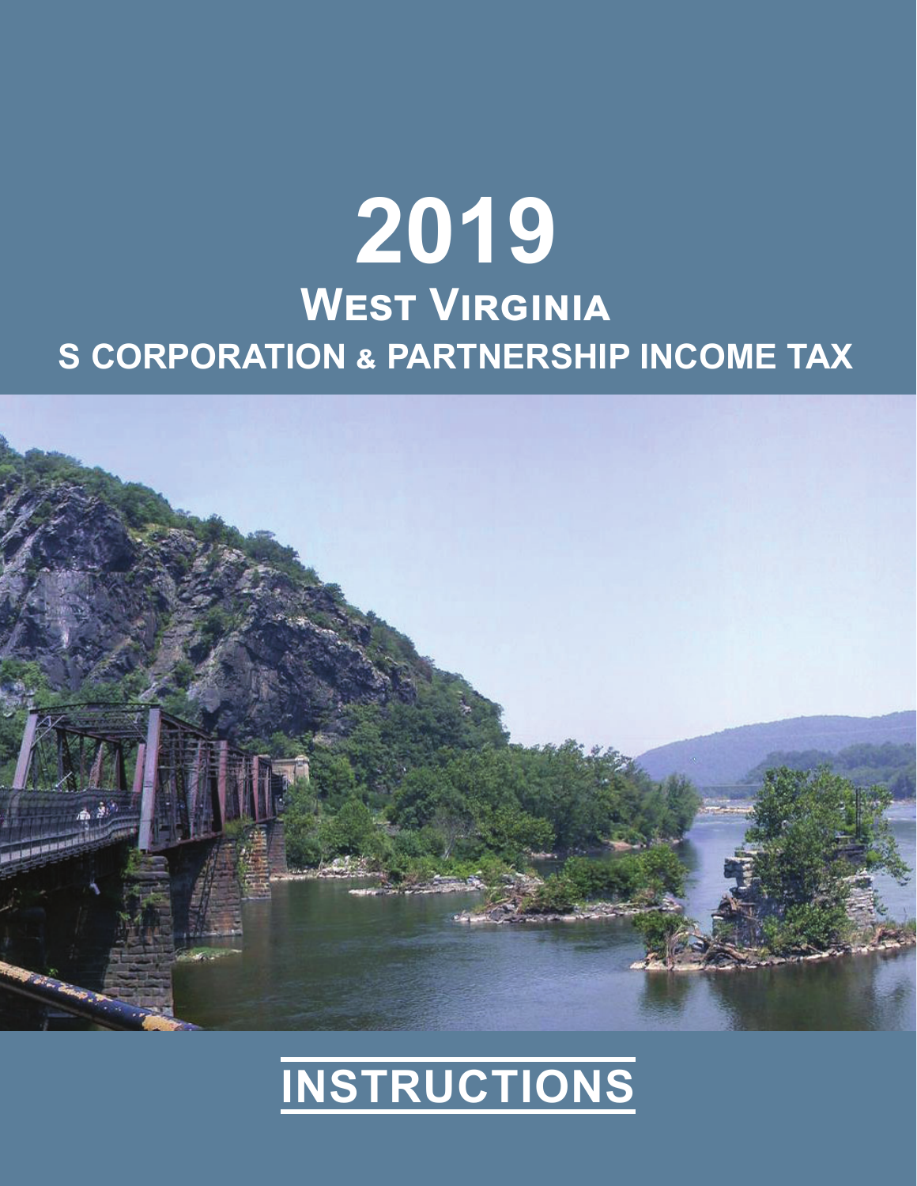# 2019

## West Virginia

## S CORPORATION & PARTNERSHIP INCOME TAX

## INSTRUCTIONS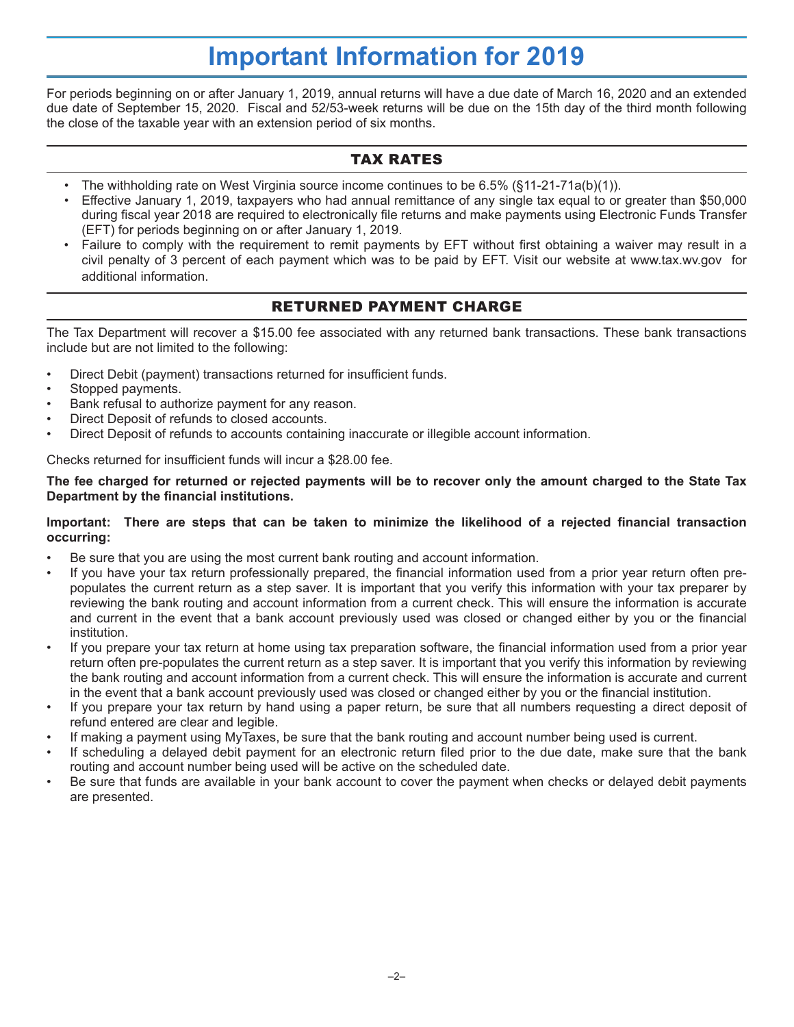# Important Information for 2019

For periods beginning on or after January 1, 2019, annual returns will have a due date of March 16, 2020 and an extended due date of September 15, 2020. Fiscal and 52/53-week returns will be due on the 15th day of the third month following the close of the taxable year with an extension period of six months.

## TAX RATES

- The withholding rate on West Virginia source income continues to be 6.5% (§11-21-71a(b)(1)).
- Effective January 1, 2019, taxpayers who had annual remittance of any single tax equal to or greater than $50,000 during fiscal year 2018 are required to electronically file returns and make payments using Electronic Funds Transfer (EFT) for periods beginning on or after January 1, 2019.
- Failure to comply with the requirement to remit payments by EFT without first obtaining a waiver may result in a civil penalty of 3 percent of each payment which was to be paid by EFT. Visit our website at www.tax.wv.gov for additional information.

## RETURNED PAYMENT CHARGE

The Tax Department will recover a $15.00 fee associated with any returned bank transactions. These bank transactions include but are not limited to the following:

- Direct Debit (payment) transactions returned for insufficient funds.
- Stopped payments.
- Bank refusal to authorize payment for any reason.
- Direct Deposit of refunds to closed accounts.
- Direct Deposit of refunds to accounts containing inaccurate or illegible account information.

Checks returned for insufficient funds will incur a $28.00 fee.

**The fee charged for returned or rejected payments will be to recover only the amount charged to the State Tax Department by the financial institutions.**

**Important: There are steps that can be taken to minimize the likelihood of a rejected financial transaction occurring:**

- Be sure that you are using the most current bank routing and account information.
- If you have your tax return professionally prepared, the financial information used from a prior year return often pre-populates the current return as a step saver. It is important that you verify this information with your tax preparer by reviewing the bank routing and account information from a current check. This will ensure the information is accurate and current in the event that a bank account previously used was closed or changed either by you or the financial institution.
- If you prepare your tax return at home using tax preparation software, the financial information used from a prior year return often pre-populates the current return as a step saver. It is important that you verify this information by reviewing the bank routing and account information from a current check. This will ensure the information is accurate and current in the event that a bank account previously used was closed or changed either by you or the financial institution.
- If you prepare your tax return by hand using a paper return, be sure that all numbers requesting a direct deposit of refund entered are clear and legible.
- If making a payment using MyTaxes, be sure that the bank routing and account number being used is current.
- If scheduling a delayed debit payment for an electronic return filed prior to the due date, make sure that the bank routing and account number being used will be active on the scheduled date.
- Be sure that funds are available in your bank account to cover the payment when checks or delayed debit payments are presented.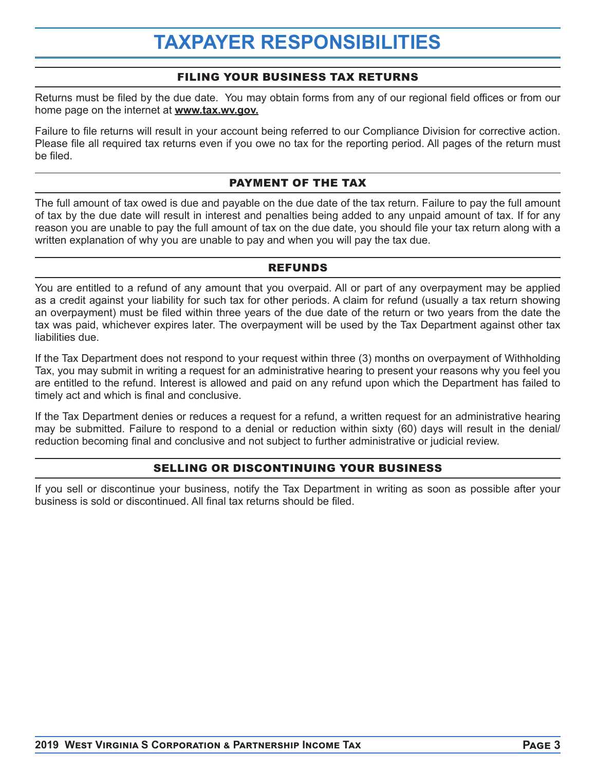# TAXPAYER RESPONSIBILITIES

## FILING YOUR BUSINESS TAX RETURNS

Returns must be filed by the due date. You may obtain forms from any of our regional field offices or from our home page on the internet at **www.tax.wv.gov.**

Failure to file returns will result in your account being referred to our Compliance Division for corrective action. Please file all required tax returns even if you owe no tax for the reporting period. All pages of the return must be filed.

## PAYMENT OF THE TAX

The full amount of tax owed is due and payable on the due date of the tax return. Failure to pay the full amount of tax by the due date will result in interest and penalties being added to any unpaid amount of tax. If for any reason you are unable to pay the full amount of tax on the due date, you should file your tax return along with a written explanation of why you are unable to pay and when you will pay the tax due.

## REFUNDS

You are entitled to a refund of any amount that you overpaid. All or part of any overpayment may be applied as a credit against your liability for such tax for other periods. A claim for refund (usually a tax return showing an overpayment) must be filed within three years of the due date of the return or two years from the date the tax was paid, whichever expires later. The overpayment will be used by the Tax Department against other tax liabilities due.

If the Tax Department does not respond to your request within three (3) months on overpayment of Withholding Tax, you may submit in writing a request for an administrative hearing to present your reasons why you feel you are entitled to the refund. Interest is allowed and paid on any refund upon which the Department has failed to timely act and which is final and conclusive.

If the Tax Department denies or reduces a request for a refund, a written request for an administrative hearing may be submitted. Failure to respond to a denial or reduction within sixty (60) days will result in the denial/reduction becoming final and conclusive and not subject to further administrative or judicial review.

## SELLING OR DISCONTINUING YOUR BUSINESS

If you sell or discontinue your business, notify the Tax Department in writing as soon as possible after your business is sold or discontinued. All final tax returns should be filed.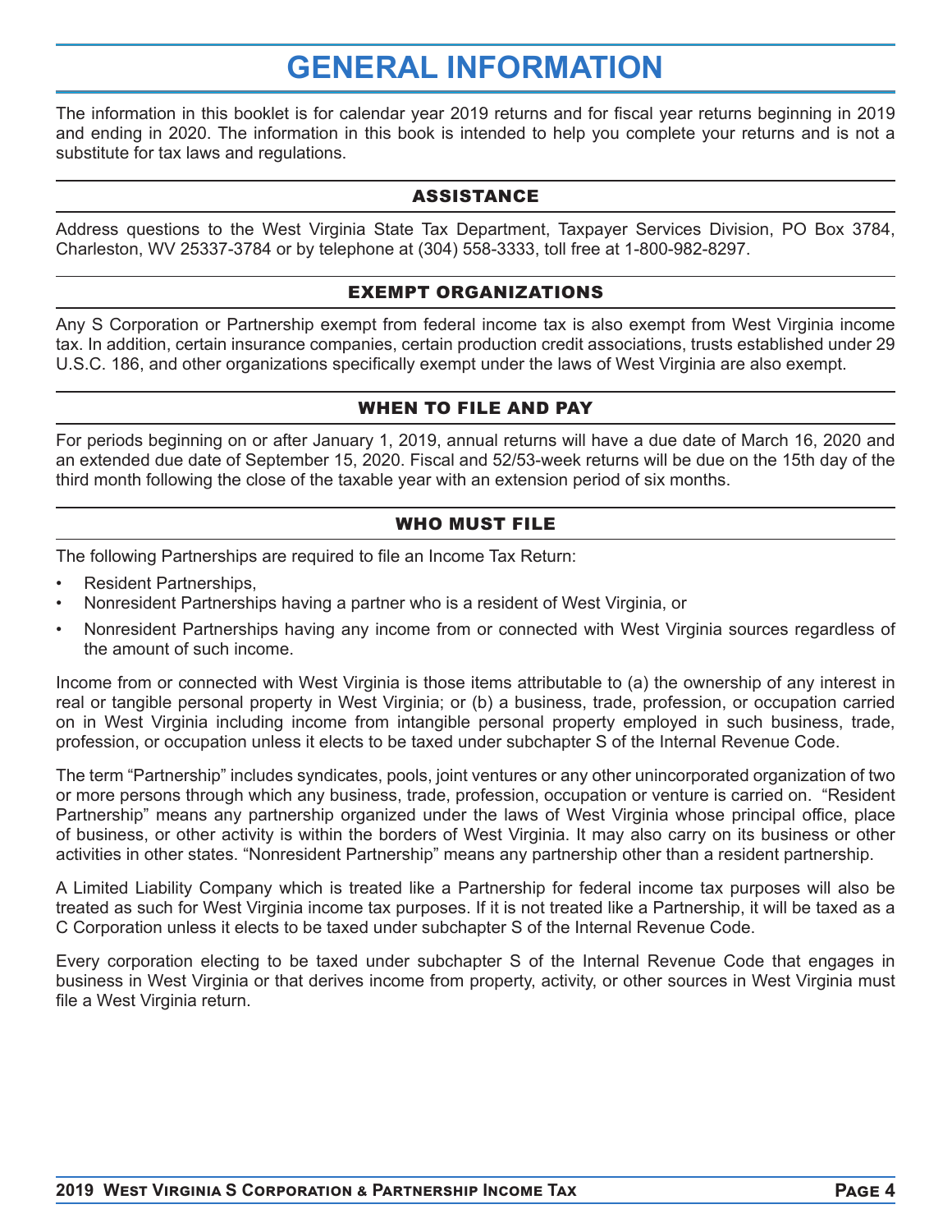# GENERAL INFORMATION

The information in this booklet is for calendar year 2019 returns and for fiscal year returns beginning in 2019 and ending in 2020. The information in this book is intended to help you complete your returns and is not a substitute for tax laws and regulations.

## ASSISTANCE

Address questions to the West Virginia State Tax Department, Taxpayer Services Division, PO Box 3784, Charleston, WV 25337-3784 or by telephone at (304) 558-3333, toll free at 1-800-982-8297.

## EXEMPT ORGANIZATIONS

Any S Corporation or Partnership exempt from federal income tax is also exempt from West Virginia income tax. In addition, certain insurance companies, certain production credit associations, trusts established under 29 U.S.C. 186, and other organizations specifically exempt under the laws of West Virginia are also exempt.

## WHEN TO FILE AND PAY

For periods beginning on or after January 1, 2019, annual returns will have a due date of March 16, 2020 and an extended due date of September 15, 2020. Fiscal and 52/53-week returns will be due on the 15th day of the third month following the close of the taxable year with an extension period of six months.

## WHO MUST FILE

The following Partnerships are required to file an Income Tax Return:

- Resident Partnerships,
- Nonresident Partnerships having a partner who is a resident of West Virginia, or
- Nonresident Partnerships having any income from or connected with West Virginia sources regardless of the amount of such income.

Income from or connected with West Virginia is those items attributable to (a) the ownership of any interest in real or tangible personal property in West Virginia; or (b) a business, trade, profession, or occupation carried on in West Virginia including income from intangible personal property employed in such business, trade, profession, or occupation unless it elects to be taxed under subchapter S of the Internal Revenue Code.

The term "Partnership" includes syndicates, pools, joint ventures or any other unincorporated organization of two or more persons through which any business, trade, profession, occupation or venture is carried on. "Resident Partnership" means any partnership organized under the laws of West Virginia whose principal office, place of business, or other activity is within the borders of West Virginia. It may also carry on its business or other activities in other states. "Nonresident Partnership" means any partnership other than a resident partnership.

A Limited Liability Company which is treated like a Partnership for federal income tax purposes will also be treated as such for West Virginia income tax purposes. If it is not treated like a Partnership, it will be taxed as a C Corporation unless it elects to be taxed under subchapter S of the Internal Revenue Code.

Every corporation electing to be taxed under subchapter S of the Internal Revenue Code that engages in business in West Virginia or that derives income from property, activity, or other sources in West Virginia must file a West Virginia return.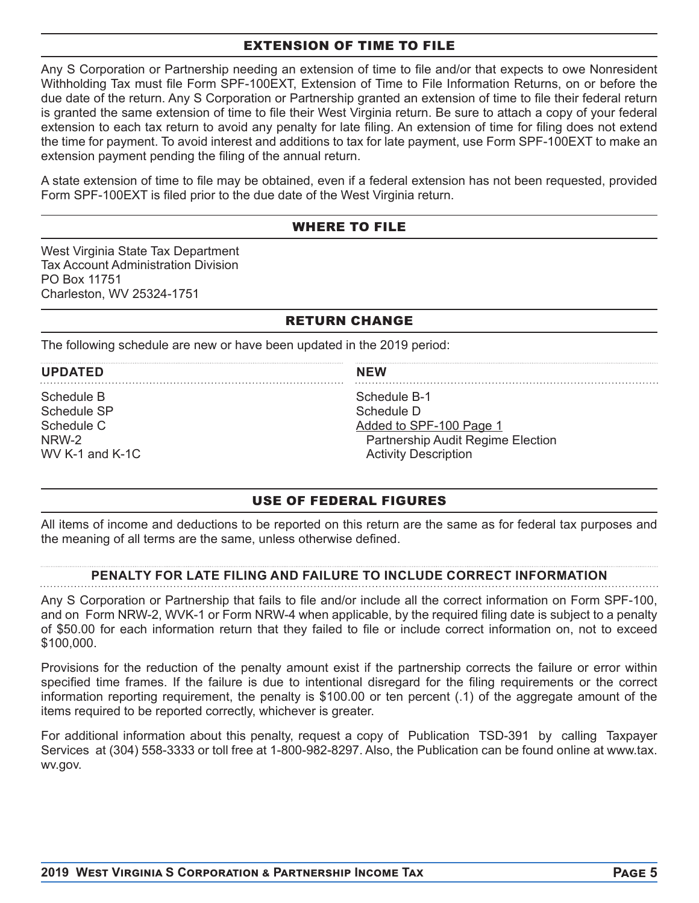## EXTENSION OF TIME TO FILE

Any S Corporation or Partnership needing an extension of time to file and/or that expects to owe Nonresident Withholding Tax must file Form SPF-100EXT, Extension of Time to File Information Returns, on or before the due date of the return. Any S Corporation or Partnership granted an extension of time to file their federal return is granted the same extension of time to file their West Virginia return. Be sure to attach a copy of your federal extension to each tax return to avoid any penalty for late filing. An extension of time for filing does not extend the time for payment. To avoid interest and additions to tax for late payment, use Form SPF-100EXT to make an extension payment pending the filing of the annual return.

A state extension of time to file may be obtained, even if a federal extension has not been requested, provided Form SPF-100EXT is filed prior to the due date of the West Virginia return.

## WHERE TO FILE

West Virginia State Tax Department
Tax Account Administration Division
PO Box 11751
Charleston, WV 25324-1751

## RETURN CHANGE

The following schedule are new or have been updated in the 2019 period:

| UPDATED | NEW |
|---|---|
| Schedule B | Schedule B-1 |
| Schedule SP | Schedule D |
| Schedule C | Added to SPF-100 Page 1 |
| NRW-2 | Partnership Audit Regime Election |
| WV K-1 and K-1C | Activity Description |

## USE OF FEDERAL FIGURES

All items of income and deductions to be reported on this return are the same as for federal tax purposes and the meaning of all terms are the same, unless otherwise defined.

### PENALTY FOR LATE FILING AND FAILURE TO INCLUDE CORRECT INFORMATION

Any S Corporation or Partnership that fails to file and/or include all the correct information on Form SPF-100, and on Form NRW-2, WVK-1 or Form NRW-4 when applicable, by the required filing date is subject to a penalty of $50.00 for each information return that they failed to file or include correct information on, not to exceed $100,000.

Provisions for the reduction of the penalty amount exist if the partnership corrects the failure or error within specified time frames. If the failure is due to intentional disregard for the filing requirements or the correct information reporting requirement, the penalty is $100.00 or ten percent (.1) of the aggregate amount of the items required to be reported correctly, whichever is greater.

For additional information about this penalty, request a copy of Publication TSD-391 by calling Taxpayer Services at (304) 558-3333 or toll free at 1-800-982-8297. Also, the Publication can be found online at www.tax.wv.gov.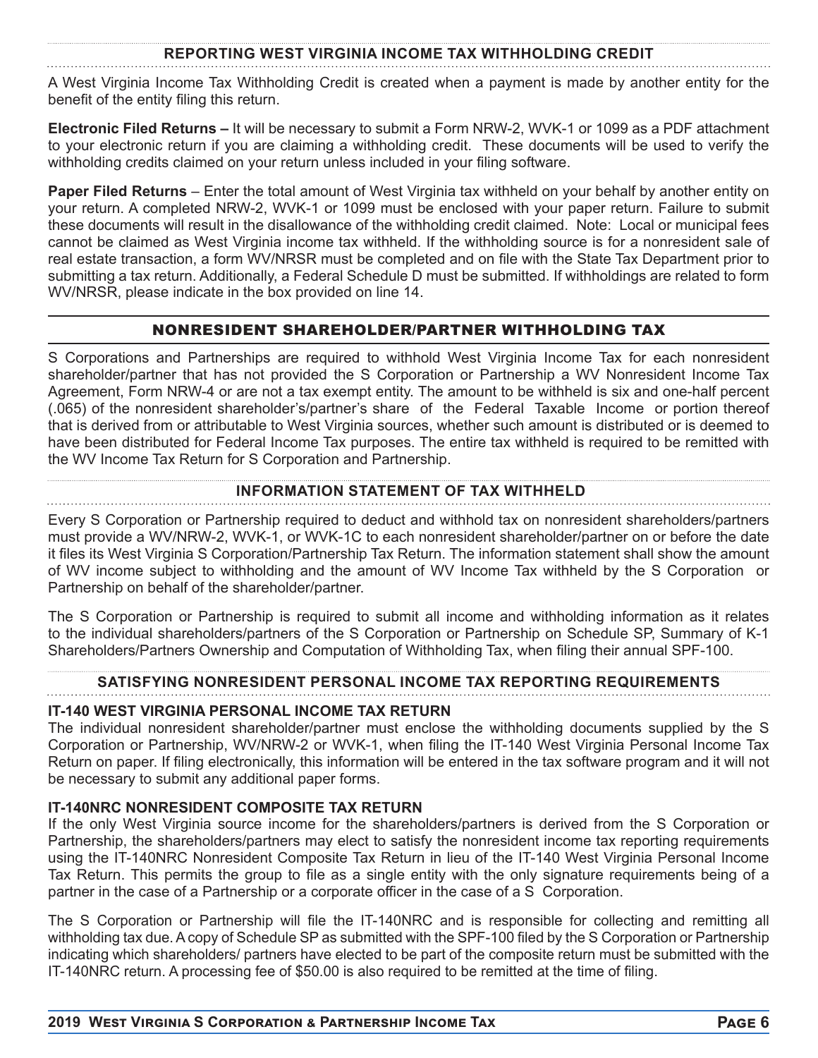## REPORTING WEST VIRGINIA INCOME TAX WITHHOLDING CREDIT

A West Virginia Income Tax Withholding Credit is created when a payment is made by another entity for the benefit of the entity filing this return.

**Electronic Filed Returns –** It will be necessary to submit a Form NRW-2, WVK-1 or 1099 as a PDF attachment to your electronic return if you are claiming a withholding credit. These documents will be used to verify the withholding credits claimed on your return unless included in your filing software.

**Paper Filed Returns** – Enter the total amount of West Virginia tax withheld on your behalf by another entity on your return. A completed NRW-2, WVK-1 or 1099 must be enclosed with your paper return. Failure to submit these documents will result in the disallowance of the withholding credit claimed. Note: Local or municipal fees cannot be claimed as West Virginia income tax withheld. If the withholding source is for a nonresident sale of real estate transaction, a form WV/NRSR must be completed and on file with the State Tax Department prior to submitting a tax return. Additionally, a Federal Schedule D must be submitted. If withholdings are related to form WV/NRSR, please indicate in the box provided on line 14.

## NONRESIDENT SHAREHOLDER/PARTNER WITHHOLDING TAX

S Corporations and Partnerships are required to withhold West Virginia Income Tax for each nonresident shareholder/partner that has not provided the S Corporation or Partnership a WV Nonresident Income Tax Agreement, Form NRW-4 or are not a tax exempt entity. The amount to be withheld is six and one-half percent (.065) of the nonresident shareholder's/partner's share of the Federal Taxable Income or portion thereof that is derived from or attributable to West Virginia sources, whether such amount is distributed or is deemed to have been distributed for Federal Income Tax purposes. The entire tax withheld is required to be remitted with the WV Income Tax Return for S Corporation and Partnership.

## INFORMATION STATEMENT OF TAX WITHHELD

Every S Corporation or Partnership required to deduct and withhold tax on nonresident shareholders/partners must provide a WV/NRW-2, WVK-1, or WVK-1C to each nonresident shareholder/partner on or before the date it files its West Virginia S Corporation/Partnership Tax Return. The information statement shall show the amount of WV income subject to withholding and the amount of WV Income Tax withheld by the S Corporation or Partnership on behalf of the shareholder/partner.

The S Corporation or Partnership is required to submit all income and withholding information as it relates to the individual shareholders/partners of the S Corporation or Partnership on Schedule SP, Summary of K-1 Shareholders/Partners Ownership and Computation of Withholding Tax, when filing their annual SPF-100.

## SATISFYING NONRESIDENT PERSONAL INCOME TAX REPORTING REQUIREMENTS

### IT-140 WEST VIRGINIA PERSONAL INCOME TAX RETURN

The individual nonresident shareholder/partner must enclose the withholding documents supplied by the S Corporation or Partnership, WV/NRW-2 or WVK-1, when filing the IT-140 West Virginia Personal Income Tax Return on paper. If filing electronically, this information will be entered in the tax software program and it will not be necessary to submit any additional paper forms.

### IT-140NRC NONRESIDENT COMPOSITE TAX RETURN

If the only West Virginia source income for the shareholders/partners is derived from the S Corporation or Partnership, the shareholders/partners may elect to satisfy the nonresident income tax reporting requirements using the IT-140NRC Nonresident Composite Tax Return in lieu of the IT-140 West Virginia Personal Income Tax Return. This permits the group to file as a single entity with the only signature requirements being of a partner in the case of a Partnership or a corporate officer in the case of a S Corporation.

The S Corporation or Partnership will file the IT-140NRC and is responsible for collecting and remitting all withholding tax due. A copy of Schedule SP as submitted with the SPF-100 filed by the S Corporation or Partnership indicating which shareholders/ partners have elected to be part of the composite return must be submitted with the IT-140NRC return. A processing fee of $50.00 is also required to be remitted at the time of filing.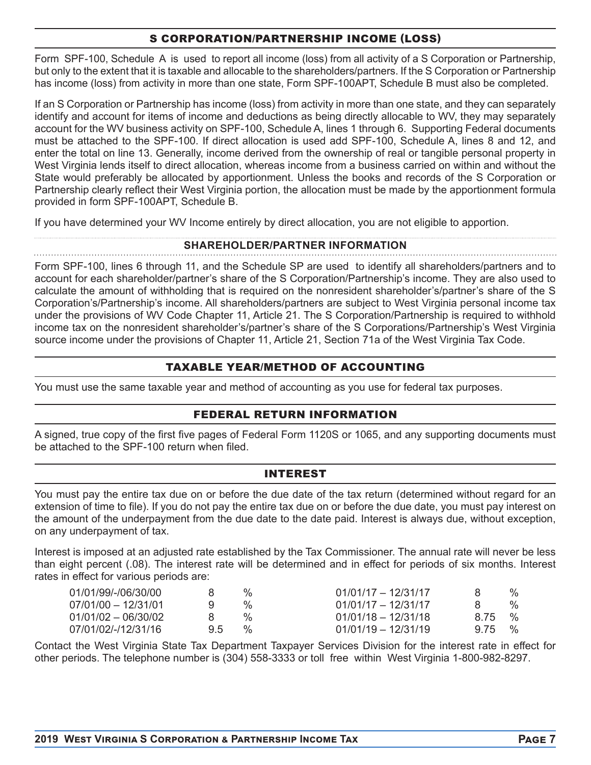## S CORPORATION/PARTNERSHIP INCOME (LOSS)

Form SPF-100, Schedule A is used to report all income (loss) from all activity of a S Corporation or Partnership, but only to the extent that it is taxable and allocable to the shareholders/partners. If the S Corporation or Partnership has income (loss) from activity in more than one state, Form SPF-100APT, Schedule B must also be completed.

If an S Corporation or Partnership has income (loss) from activity in more than one state, and they can separately identify and account for items of income and deductions as being directly allocable to WV, they may separately account for the WV business activity on SPF-100, Schedule A, lines 1 through 6. Supporting Federal documents must be attached to the SPF-100. If direct allocation is used add SPF-100, Schedule A, lines 8 and 12, and enter the total on line 13. Generally, income derived from the ownership of real or tangible personal property in West Virginia lends itself to direct allocation, whereas income from a business carried on within and without the State would preferably be allocated by apportionment. Unless the books and records of the S Corporation or Partnership clearly reflect their West Virginia portion, the allocation must be made by the apportionment formula provided in form SPF-100APT, Schedule B.

If you have determined your WV Income entirely by direct allocation, you are not eligible to apportion.

### SHAREHOLDER/PARTNER INFORMATION

Form SPF-100, lines 6 through 11, and the Schedule SP are used to identify all shareholders/partners and to account for each shareholder/partner's share of the S Corporation/Partnership's income. They are also used to calculate the amount of withholding that is required on the nonresident shareholder's/partner's share of the S Corporation's/Partnership's income. All shareholders/partners are subject to West Virginia personal income tax under the provisions of WV Code Chapter 11, Article 21. The S Corporation/Partnership is required to withhold income tax on the nonresident shareholder's/partner's share of the S Corporations/Partnership's West Virginia source income under the provisions of Chapter 11, Article 21, Section 71a of the West Virginia Tax Code.

## TAXABLE YEAR/METHOD OF ACCOUNTING

You must use the same taxable year and method of accounting as you use for federal tax purposes.

## FEDERAL RETURN INFORMATION

A signed, true copy of the first five pages of Federal Form 1120S or 1065, and any supporting documents must be attached to the SPF-100 return when filed.

## INTEREST

You must pay the entire tax due on or before the due date of the tax return (determined without regard for an extension of time to file). If you do not pay the entire tax due on or before the due date, you must pay interest on the amount of the underpayment from the due date to the date paid. Interest is always due, without exception, on any underpayment of tax.

Interest is imposed at an adjusted rate established by the Tax Commissioner. The annual rate will never be less than eight percent (.08). The interest rate will be determined and in effect for periods of six months. Interest rates in effect for various periods are:

| Period | Rate | Period | Rate |
|---|---|---|---|
| 01/01/99/-/06/30/00 | 8 % | 01/01/17 – 12/31/17 | 8 % |
| 07/01/00 – 12/31/01 | 9 % | 01/01/17 – 12/31/17 | 8 % |
| 01/01/02 – 06/30/02 | 8 % | 01/01/18 – 12/31/18 | 8.75 % |
| 07/01/02/-/12/31/16 | 9.5 % | 01/01/19 – 12/31/19 | 9.75 % |

Contact the West Virginia State Tax Department Taxpayer Services Division for the interest rate in effect for other periods. The telephone number is (304) 558-3333 or toll free within West Virginia 1-800-982-8297.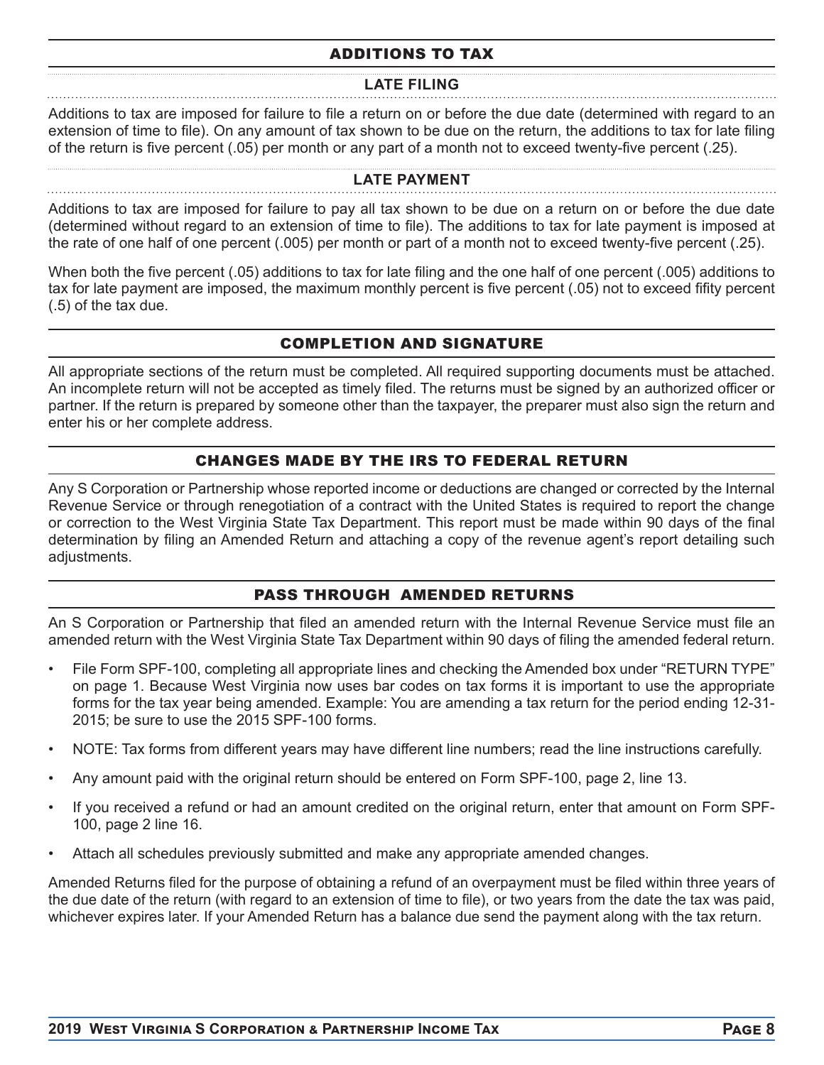## ADDITIONS TO TAX

### LATE FILING

Additions to tax are imposed for failure to file a return on or before the due date (determined with regard to an extension of time to file). On any amount of tax shown to be due on the return, the additions to tax for late filing of the return is five percent (.05) per month or any part of a month not to exceed twenty-five percent (.25).

### LATE PAYMENT

Additions to tax are imposed for failure to pay all tax shown to be due on a return on or before the due date (determined without regard to an extension of time to file). The additions to tax for late payment is imposed at the rate of one half of one percent (.005) per month or part of a month not to exceed twenty-five percent (.25).

When both the five percent (.05) additions to tax for late filing and the one half of one percent (.005) additions to tax for late payment are imposed, the maximum monthly percent is five percent (.05) not to exceed fifity percent (.5) of the tax due.

## COMPLETION AND SIGNATURE

All appropriate sections of the return must be completed. All required supporting documents must be attached. An incomplete return will not be accepted as timely filed. The returns must be signed by an authorized officer or partner. If the return is prepared by someone other than the taxpayer, the preparer must also sign the return and enter his or her complete address.

## CHANGES MADE BY THE IRS TO FEDERAL RETURN

Any S Corporation or Partnership whose reported income or deductions are changed or corrected by the Internal Revenue Service or through renegotiation of a contract with the United States is required to report the change or correction to the West Virginia State Tax Department. This report must be made within 90 days of the final determination by filing an Amended Return and attaching a copy of the revenue agent's report detailing such adjustments.

## PASS THROUGH AMENDED RETURNS

An S Corporation or Partnership that filed an amended return with the Internal Revenue Service must file an amended return with the West Virginia State Tax Department within 90 days of filing the amended federal return.

- File Form SPF-100, completing all appropriate lines and checking the Amended box under "RETURN TYPE" on page 1. Because West Virginia now uses bar codes on tax forms it is important to use the appropriate forms for the tax year being amended. Example: You are amending a tax return for the period ending 12-31-2015; be sure to use the 2015 SPF-100 forms.
- NOTE: Tax forms from different years may have different line numbers; read the line instructions carefully.
- Any amount paid with the original return should be entered on Form SPF-100, page 2, line 13.
- If you received a refund or had an amount credited on the original return, enter that amount on Form SPF-100, page 2 line 16.
- Attach all schedules previously submitted and make any appropriate amended changes.

Amended Returns filed for the purpose of obtaining a refund of an overpayment must be filed within three years of the due date of the return (with regard to an extension of time to file), or two years from the date the tax was paid, whichever expires later. If your Amended Return has a balance due send the payment along with the tax return.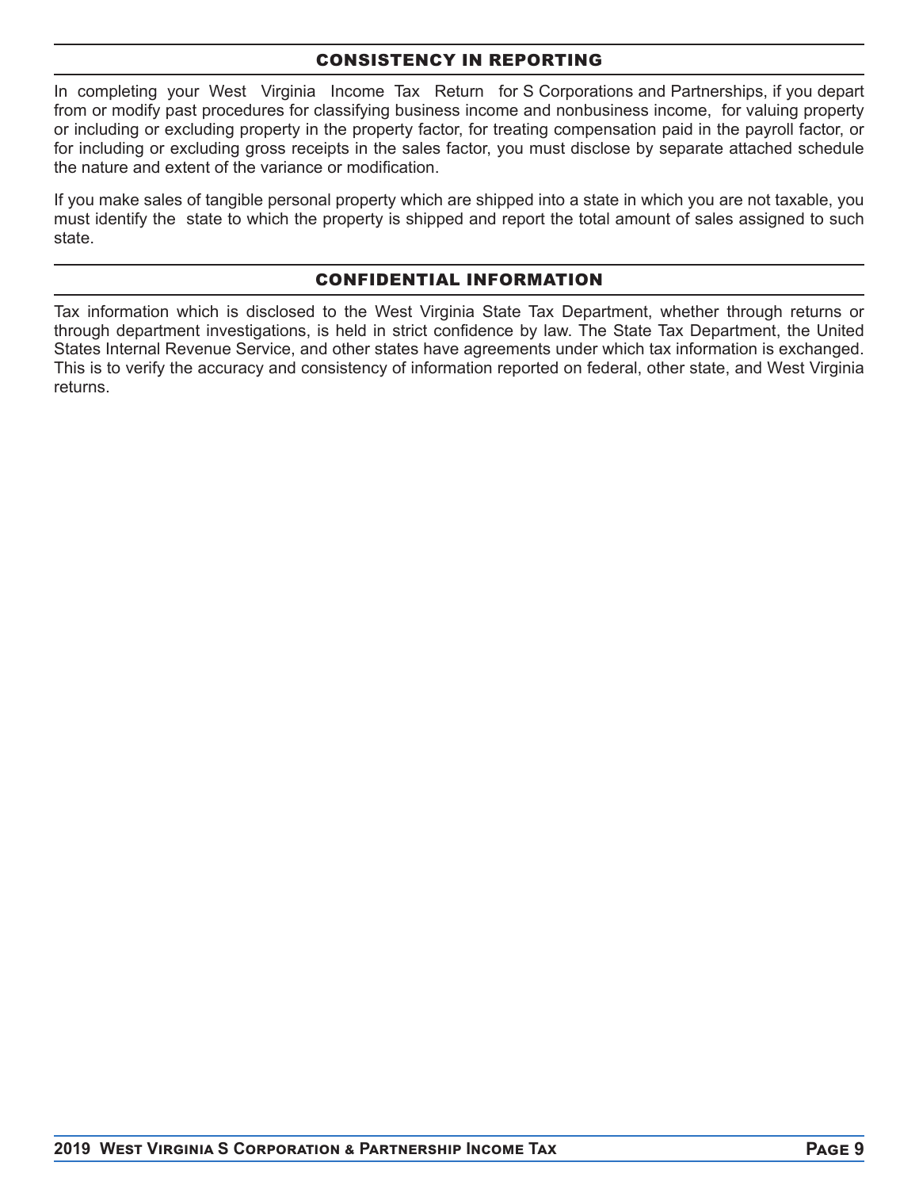## CONSISTENCY IN REPORTING

In completing your West Virginia Income Tax Return for S Corporations and Partnerships, if you depart from or modify past procedures for classifying business income and nonbusiness income, for valuing property or including or excluding property in the property factor, for treating compensation paid in the payroll factor, or for including or excluding gross receipts in the sales factor, you must disclose by separate attached schedule the nature and extent of the variance or modification.

If you make sales of tangible personal property which are shipped into a state in which you are not taxable, you must identify the state to which the property is shipped and report the total amount of sales assigned to such state.

## CONFIDENTIAL INFORMATION

Tax information which is disclosed to the West Virginia State Tax Department, whether through returns or through department investigations, is held in strict confidence by law. The State Tax Department, the United States Internal Revenue Service, and other states have agreements under which tax information is exchanged. This is to verify the accuracy and consistency of information reported on federal, other state, and West Virginia returns.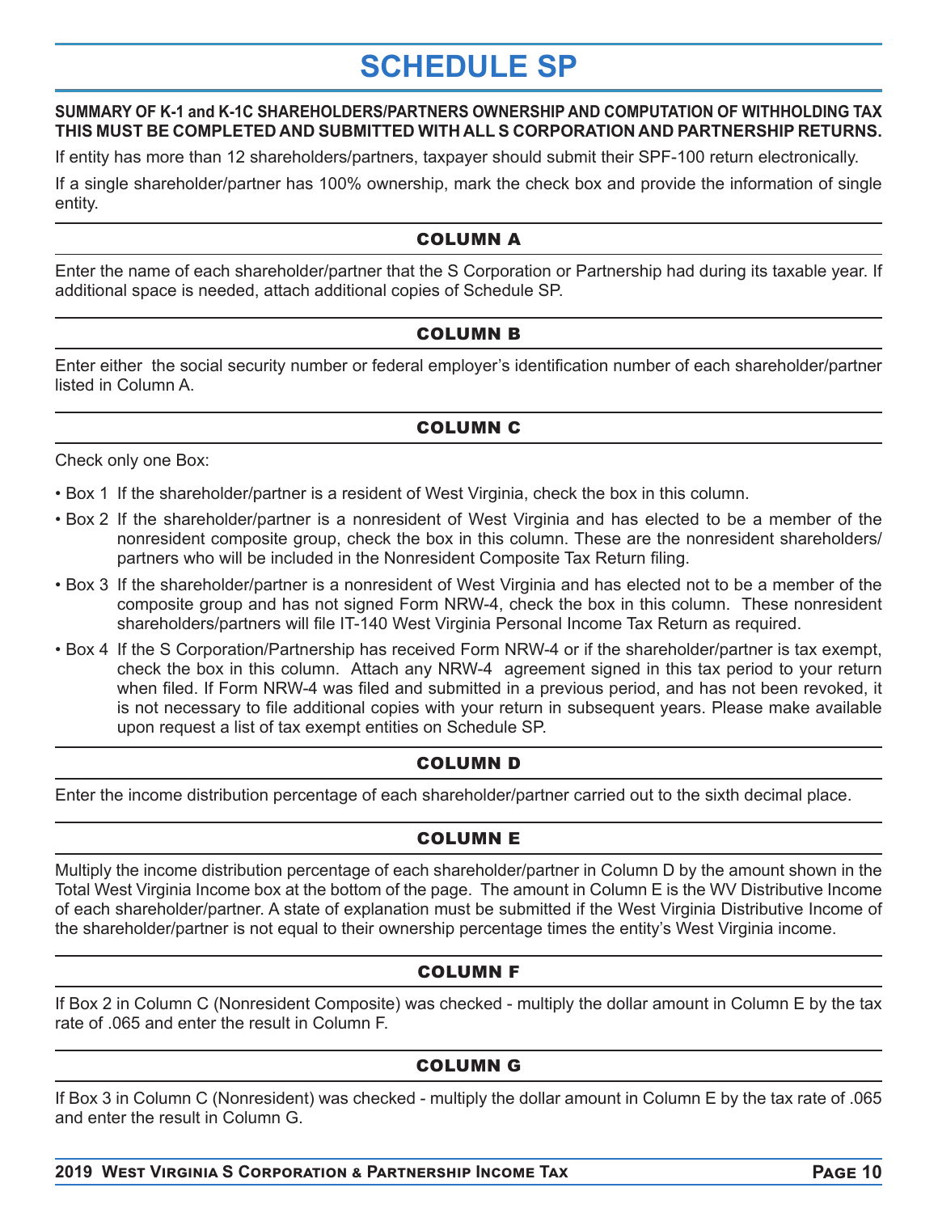# SCHEDULE SP

**SUMMARY OF K-1 and K-1C SHAREHOLDERS/PARTNERS OWNERSHIP AND COMPUTATION OF WITHHOLDING TAX THIS MUST BE COMPLETED AND SUBMITTED WITH ALL S CORPORATION AND PARTNERSHIP RETURNS.**

If entity has more than 12 shareholders/partners, taxpayer should submit their SPF-100 return electronically.

If a single shareholder/partner has 100% ownership, mark the check box and provide the information of single entity.

## COLUMN A

Enter the name of each shareholder/partner that the S Corporation or Partnership had during its taxable year. If additional space is needed, attach additional copies of Schedule SP.

## COLUMN B

Enter either the social security number or federal employer's identification number of each shareholder/partner listed in Column A.

## COLUMN C

Check only one Box:

- Box 1 If the shareholder/partner is a resident of West Virginia, check the box in this column.
- Box 2 If the shareholder/partner is a nonresident of West Virginia and has elected to be a member of the nonresident composite group, check the box in this column. These are the nonresident shareholders/partners who will be included in the Nonresident Composite Tax Return filing.
- Box 3 If the shareholder/partner is a nonresident of West Virginia and has elected not to be a member of the composite group and has not signed Form NRW-4, check the box in this column. These nonresident shareholders/partners will file IT-140 West Virginia Personal Income Tax Return as required.
- Box 4 If the S Corporation/Partnership has received Form NRW-4 or if the shareholder/partner is tax exempt, check the box in this column. Attach any NRW-4 agreement signed in this tax period to your return when filed. If Form NRW-4 was filed and submitted in a previous period, and has not been revoked, it is not necessary to file additional copies with your return in subsequent years. Please make available upon request a list of tax exempt entities on Schedule SP.

## COLUMN D

Enter the income distribution percentage of each shareholder/partner carried out to the sixth decimal place.

## COLUMN E

Multiply the income distribution percentage of each shareholder/partner in Column D by the amount shown in the Total West Virginia Income box at the bottom of the page. The amount in Column E is the WV Distributive Income of each shareholder/partner. A state of explanation must be submitted if the West Virginia Distributive Income of the shareholder/partner is not equal to their ownership percentage times the entity's West Virginia income.

## COLUMN F

If Box 2 in Column C (Nonresident Composite) was checked - multiply the dollar amount in Column E by the tax rate of .065 and enter the result in Column F.

## COLUMN G

If Box 3 in Column C (Nonresident) was checked - multiply the dollar amount in Column E by the tax rate of .065 and enter the result in Column G.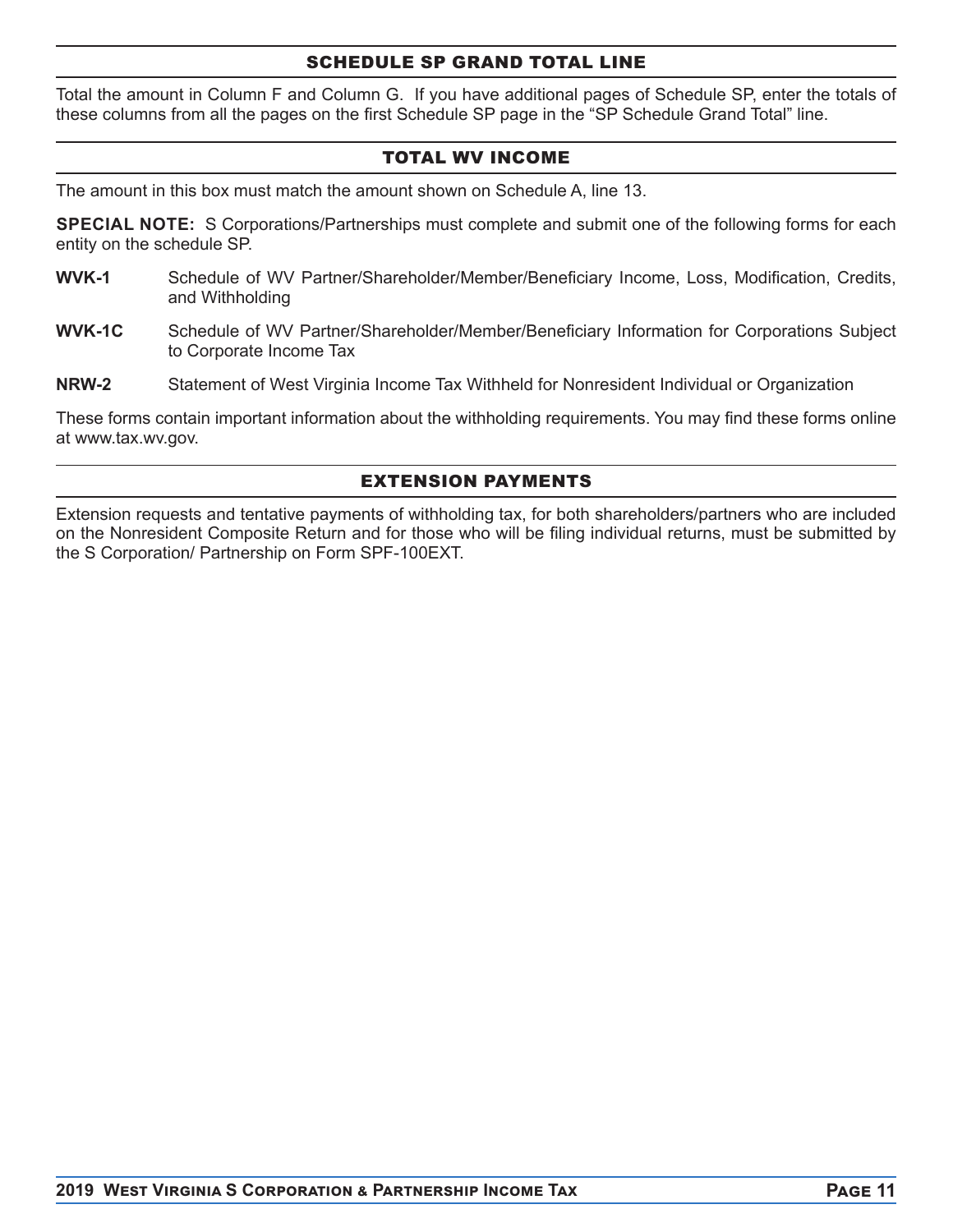## SCHEDULE SP GRAND TOTAL LINE

Total the amount in Column F and Column G. If you have additional pages of Schedule SP, enter the totals of these columns from all the pages on the first Schedule SP page in the “SP Schedule Grand Total” line.

## TOTAL WV INCOME

The amount in this box must match the amount shown on Schedule A, line 13.

**SPECIAL NOTE:** S Corporations/Partnerships must complete and submit one of the following forms for each entity on the schedule SP.

**WVK-1** Schedule of WV Partner/Shareholder/Member/Beneficiary Income, Loss, Modification, Credits, and Withholding

**WVK-1C** Schedule of WV Partner/Shareholder/Member/Beneficiary Information for Corporations Subject to Corporate Income Tax

**NRW-2** Statement of West Virginia Income Tax Withheld for Nonresident Individual or Organization

These forms contain important information about the withholding requirements. You may find these forms online at www.tax.wv.gov.

## EXTENSION PAYMENTS

Extension requests and tentative payments of withholding tax, for both shareholders/partners who are included on the Nonresident Composite Return and for those who will be filing individual returns, must be submitted by the S Corporation/ Partnership on Form SPF-100EXT.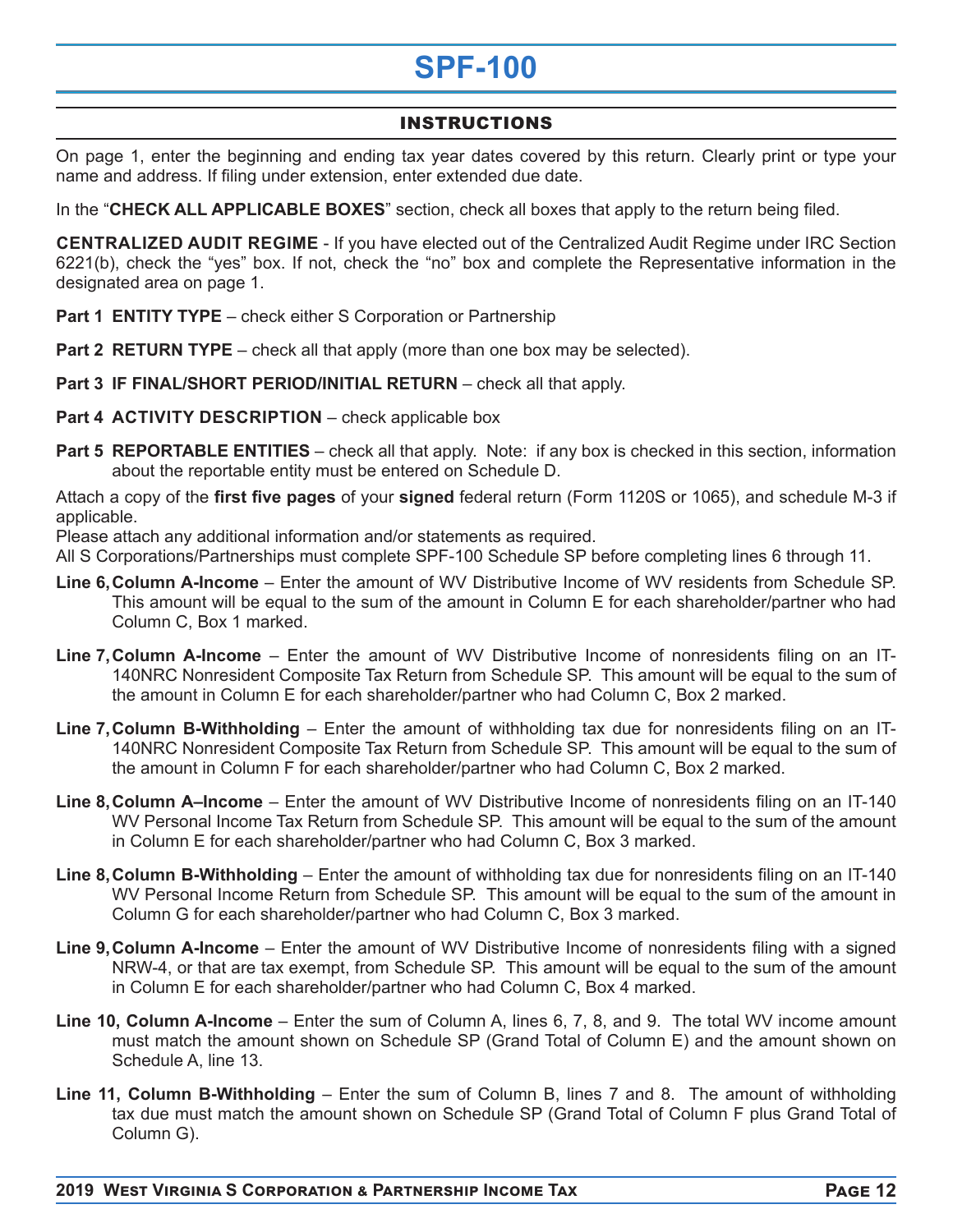# SPF-100

## INSTRUCTIONS

On page 1, enter the beginning and ending tax year dates covered by this return. Clearly print or type your name and address. If filing under extension, enter extended due date.

In the "**CHECK ALL APPLICABLE BOXES**" section, check all boxes that apply to the return being filed.

**CENTRALIZED AUDIT REGIME** - If you have elected out of the Centralized Audit Regime under IRC Section 6221(b), check the "yes" box. If not, check the "no" box and complete the Representative information in the designated area on page 1.

**Part 1 ENTITY TYPE** – check either S Corporation or Partnership

**Part 2 RETURN TYPE** – check all that apply (more than one box may be selected).

**Part 3 IF FINAL/SHORT PERIOD/INITIAL RETURN** – check all that apply.

**Part 4 ACTIVITY DESCRIPTION** – check applicable box

**Part 5 REPORTABLE ENTITIES** – check all that apply. Note: if any box is checked in this section, information about the reportable entity must be entered on Schedule D.

Attach a copy of the **first five pages** of your **signed** federal return (Form 1120S or 1065), and schedule M-3 if applicable.

Please attach any additional information and/or statements as required.

All S Corporations/Partnerships must complete SPF-100 Schedule SP before completing lines 6 through 11.

**Line 6, Column A-Income** – Enter the amount of WV Distributive Income of WV residents from Schedule SP. This amount will be equal to the sum of the amount in Column E for each shareholder/partner who had Column C, Box 1 marked.

**Line 7, Column A-Income** – Enter the amount of WV Distributive Income of nonresidents filing on an IT-140NRC Nonresident Composite Tax Return from Schedule SP. This amount will be equal to the sum of the amount in Column E for each shareholder/partner who had Column C, Box 2 marked.

**Line 7, Column B-Withholding** – Enter the amount of withholding tax due for nonresidents filing on an IT-140NRC Nonresident Composite Tax Return from Schedule SP. This amount will be equal to the sum of the amount in Column F for each shareholder/partner who had Column C, Box 2 marked.

**Line 8, Column A–Income** – Enter the amount of WV Distributive Income of nonresidents filing on an IT-140 WV Personal Income Tax Return from Schedule SP. This amount will be equal to the sum of the amount in Column E for each shareholder/partner who had Column C, Box 3 marked.

**Line 8, Column B-Withholding** – Enter the amount of withholding tax due for nonresidents filing on an IT-140 WV Personal Income Return from Schedule SP. This amount will be equal to the sum of the amount in Column G for each shareholder/partner who had Column C, Box 3 marked.

**Line 9, Column A-Income** – Enter the amount of WV Distributive Income of nonresidents filing with a signed NRW-4, or that are tax exempt, from Schedule SP. This amount will be equal to the sum of the amount in Column E for each shareholder/partner who had Column C, Box 4 marked.

**Line 10, Column A-Income** – Enter the sum of Column A, lines 6, 7, 8, and 9. The total WV income amount must match the amount shown on Schedule SP (Grand Total of Column E) and the amount shown on Schedule A, line 13.

**Line 11, Column B-Withholding** – Enter the sum of Column B, lines 7 and 8. The amount of withholding tax due must match the amount shown on Schedule SP (Grand Total of Column F plus Grand Total of Column G).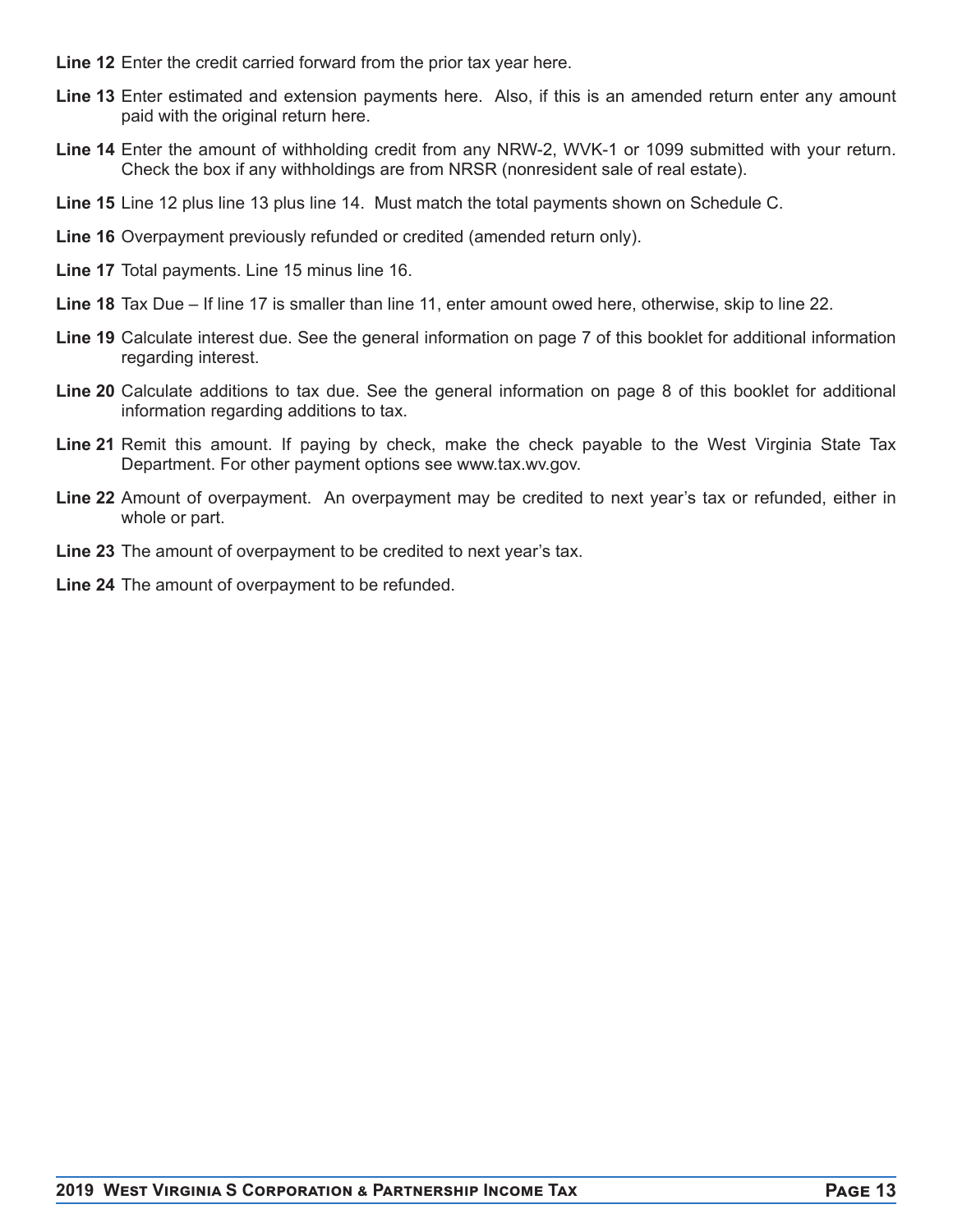**Line 12** Enter the credit carried forward from the prior tax year here.

**Line 13** Enter estimated and extension payments here. Also, if this is an amended return enter any amount paid with the original return here.

**Line 14** Enter the amount of withholding credit from any NRW-2, WVK-1 or 1099 submitted with your return. Check the box if any withholdings are from NRSR (nonresident sale of real estate).

**Line 15** Line 12 plus line 13 plus line 14. Must match the total payments shown on Schedule C.

**Line 16** Overpayment previously refunded or credited (amended return only).

**Line 17** Total payments. Line 15 minus line 16.

**Line 18** Tax Due – If line 17 is smaller than line 11, enter amount owed here, otherwise, skip to line 22.

**Line 19** Calculate interest due. See the general information on page 7 of this booklet for additional information regarding interest.

**Line 20** Calculate additions to tax due. See the general information on page 8 of this booklet for additional information regarding additions to tax.

**Line 21** Remit this amount. If paying by check, make the check payable to the West Virginia State Tax Department. For other payment options see www.tax.wv.gov.

**Line 22** Amount of overpayment. An overpayment may be credited to next year's tax or refunded, either in whole or part.

**Line 23** The amount of overpayment to be credited to next year's tax.

**Line 24** The amount of overpayment to be refunded.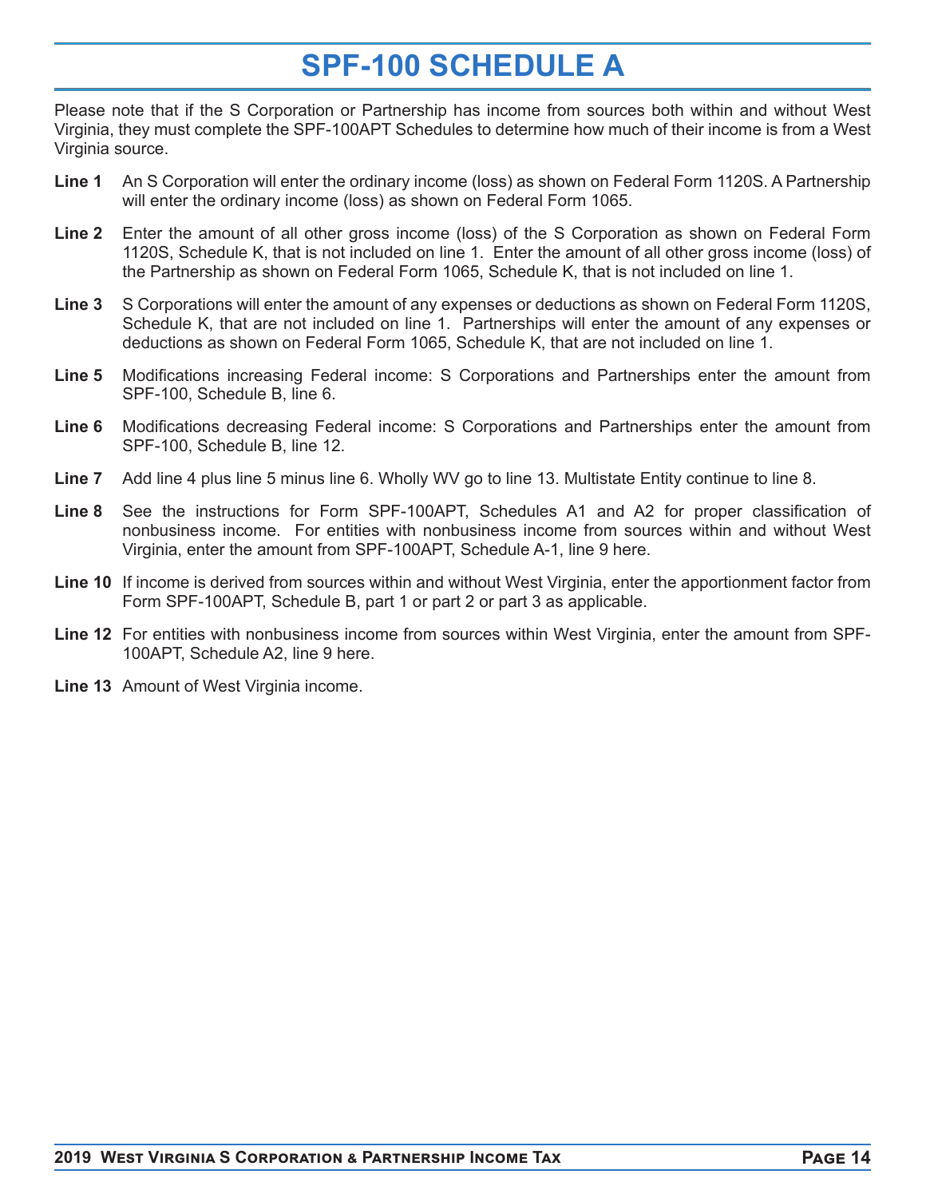# SPF-100 SCHEDULE A

Please note that if the S Corporation or Partnership has income from sources both within and without West Virginia, they must complete the SPF-100APT Schedules to determine how much of their income is from a West Virginia source.

**Line 1** An S Corporation will enter the ordinary income (loss) as shown on Federal Form 1120S. A Partnership will enter the ordinary income (loss) as shown on Federal Form 1065.

**Line 2** Enter the amount of all other gross income (loss) of the S Corporation as shown on Federal Form 1120S, Schedule K, that is not included on line 1. Enter the amount of all other gross income (loss) of the Partnership as shown on Federal Form 1065, Schedule K, that is not included on line 1.

**Line 3** S Corporations will enter the amount of any expenses or deductions as shown on Federal Form 1120S, Schedule K, that are not included on line 1. Partnerships will enter the amount of any expenses or deductions as shown on Federal Form 1065, Schedule K, that are not included on line 1.

**Line 5** Modifications increasing Federal income: S Corporations and Partnerships enter the amount from SPF-100, Schedule B, line 6.

**Line 6** Modifications decreasing Federal income: S Corporations and Partnerships enter the amount from SPF-100, Schedule B, line 12.

**Line 7** Add line 4 plus line 5 minus line 6. Wholly WV go to line 13. Multistate Entity continue to line 8.

**Line 8** See the instructions for Form SPF-100APT, Schedules A1 and A2 for proper classification of nonbusiness income. For entities with nonbusiness income from sources within and without West Virginia, enter the amount from SPF-100APT, Schedule A-1, line 9 here.

**Line 10** If income is derived from sources within and without West Virginia, enter the apportionment factor from Form SPF-100APT, Schedule B, part 1 or part 2 or part 3 as applicable.

**Line 12** For entities with nonbusiness income from sources within West Virginia, enter the amount from SPF-100APT, Schedule A2, line 9 here.

**Line 13** Amount of West Virginia income.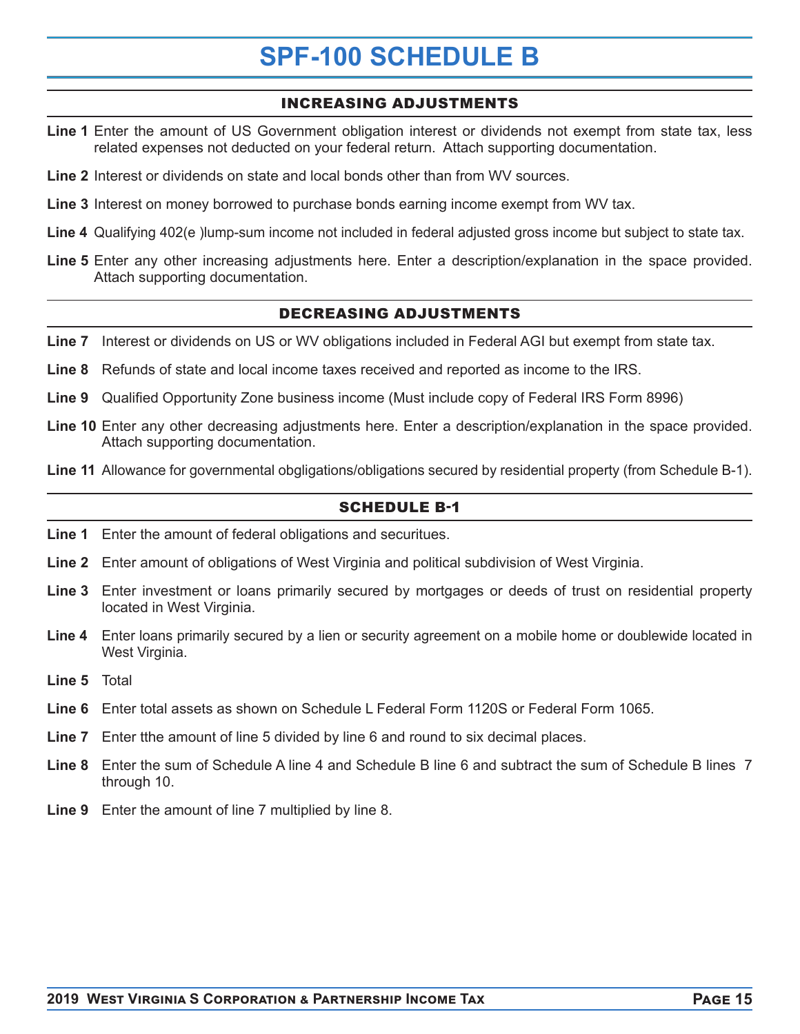# SPF-100 SCHEDULE B

## INCREASING ADJUSTMENTS

**Line 1** Enter the amount of US Government obligation interest or dividends not exempt from state tax, less related expenses not deducted on your federal return. Attach supporting documentation.

**Line 2** Interest or dividends on state and local bonds other than from WV sources.

**Line 3** Interest on money borrowed to purchase bonds earning income exempt from WV tax.

**Line 4** Qualifying 402(e )lump-sum income not included in federal adjusted gross income but subject to state tax.

**Line 5** Enter any other increasing adjustments here. Enter a description/explanation in the space provided. Attach supporting documentation.

## DECREASING ADJUSTMENTS

**Line 7** Interest or dividends on US or WV obligations included in Federal AGI but exempt from state tax.

**Line 8** Refunds of state and local income taxes received and reported as income to the IRS.

**Line 9** Qualified Opportunity Zone business income (Must include copy of Federal IRS Form 8996)

**Line 10** Enter any other decreasing adjustments here. Enter a description/explanation in the space provided. Attach supporting documentation.

**Line 11** Allowance for governmental obgligations/obligations secured by residential property (from Schedule B-1).

## SCHEDULE B-1

**Line 1** Enter the amount of federal obligations and securitues.

**Line 2** Enter amount of obligations of West Virginia and political subdivision of West Virginia.

**Line 3** Enter investment or loans primarily secured by mortgages or deeds of trust on residential property located in West Virginia.

**Line 4** Enter loans primarily secured by a lien or security agreement on a mobile home or doublewide located in West Virginia.

**Line 5** Total

**Line 6** Enter total assets as shown on Schedule L Federal Form 1120S or Federal Form 1065.

**Line 7** Enter tthe amount of line 5 divided by line 6 and round to six decimal places.

**Line 8** Enter the sum of Schedule A line 4 and Schedule B line 6 and subtract the sum of Schedule B lines 7 through 10.

**Line 9** Enter the amount of line 7 multiplied by line 8.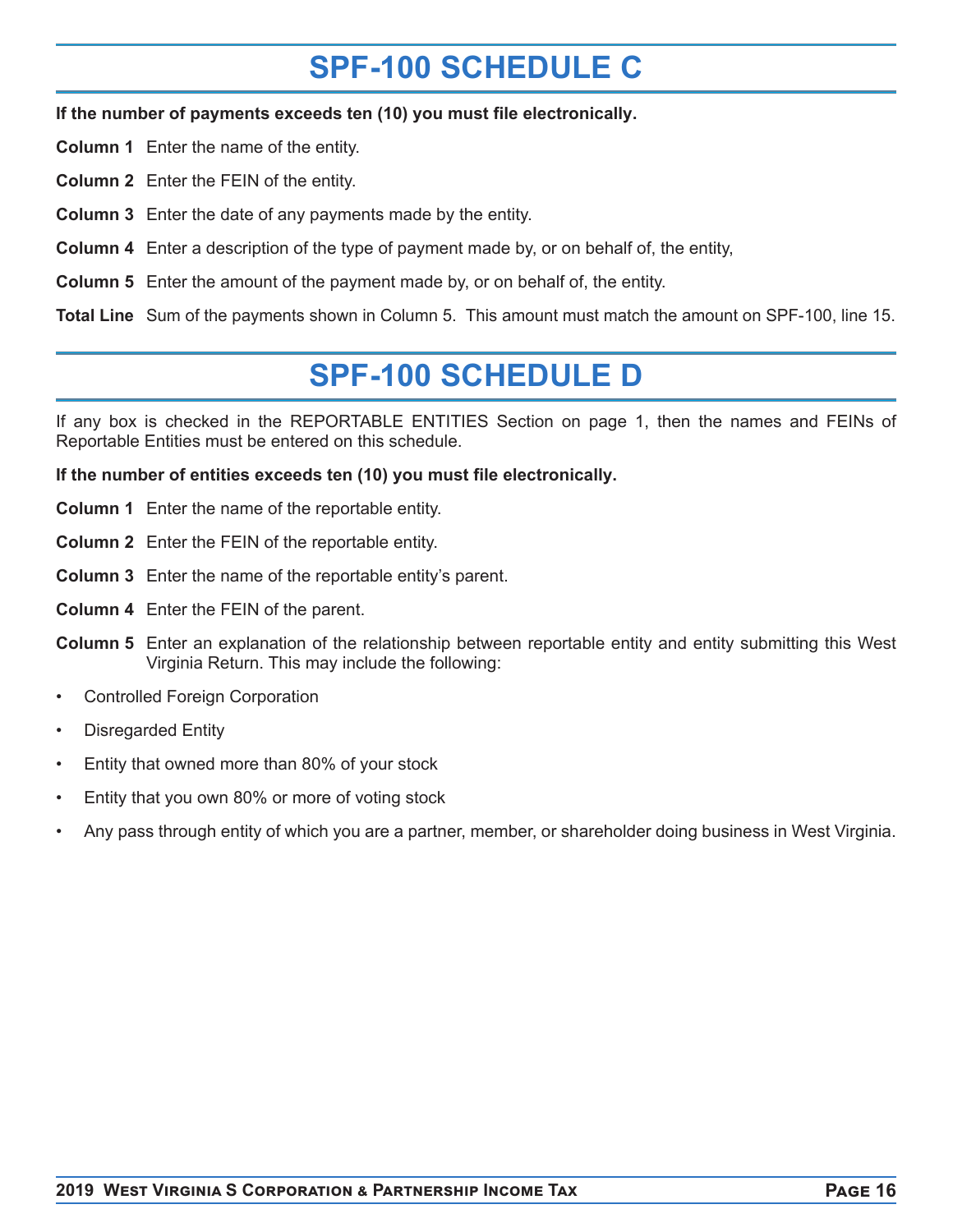# SPF-100 SCHEDULE C

**If the number of payments exceeds ten (10) you must file electronically.**

**Column 1** Enter the name of the entity.

**Column 2** Enter the FEIN of the entity.

**Column 3** Enter the date of any payments made by the entity.

**Column 4** Enter a description of the type of payment made by, or on behalf of, the entity,

**Column 5** Enter the amount of the payment made by, or on behalf of, the entity.

**Total Line** Sum of the payments shown in Column 5. This amount must match the amount on SPF-100, line 15.

# SPF-100 SCHEDULE D

If any box is checked in the REPORTABLE ENTITIES Section on page 1, then the names and FEINs of Reportable Entities must be entered on this schedule.

**If the number of entities exceeds ten (10) you must file electronically.**

**Column 1** Enter the name of the reportable entity.

**Column 2** Enter the FEIN of the reportable entity.

**Column 3** Enter the name of the reportable entity's parent.

**Column 4** Enter the FEIN of the parent.

**Column 5** Enter an explanation of the relationship between reportable entity and entity submitting this West Virginia Return. This may include the following:

- Controlled Foreign Corporation
- Disregarded Entity
- Entity that owned more than 80% of your stock
- Entity that you own 80% or more of voting stock
- Any pass through entity of which you are a partner, member, or shareholder doing business in West Virginia.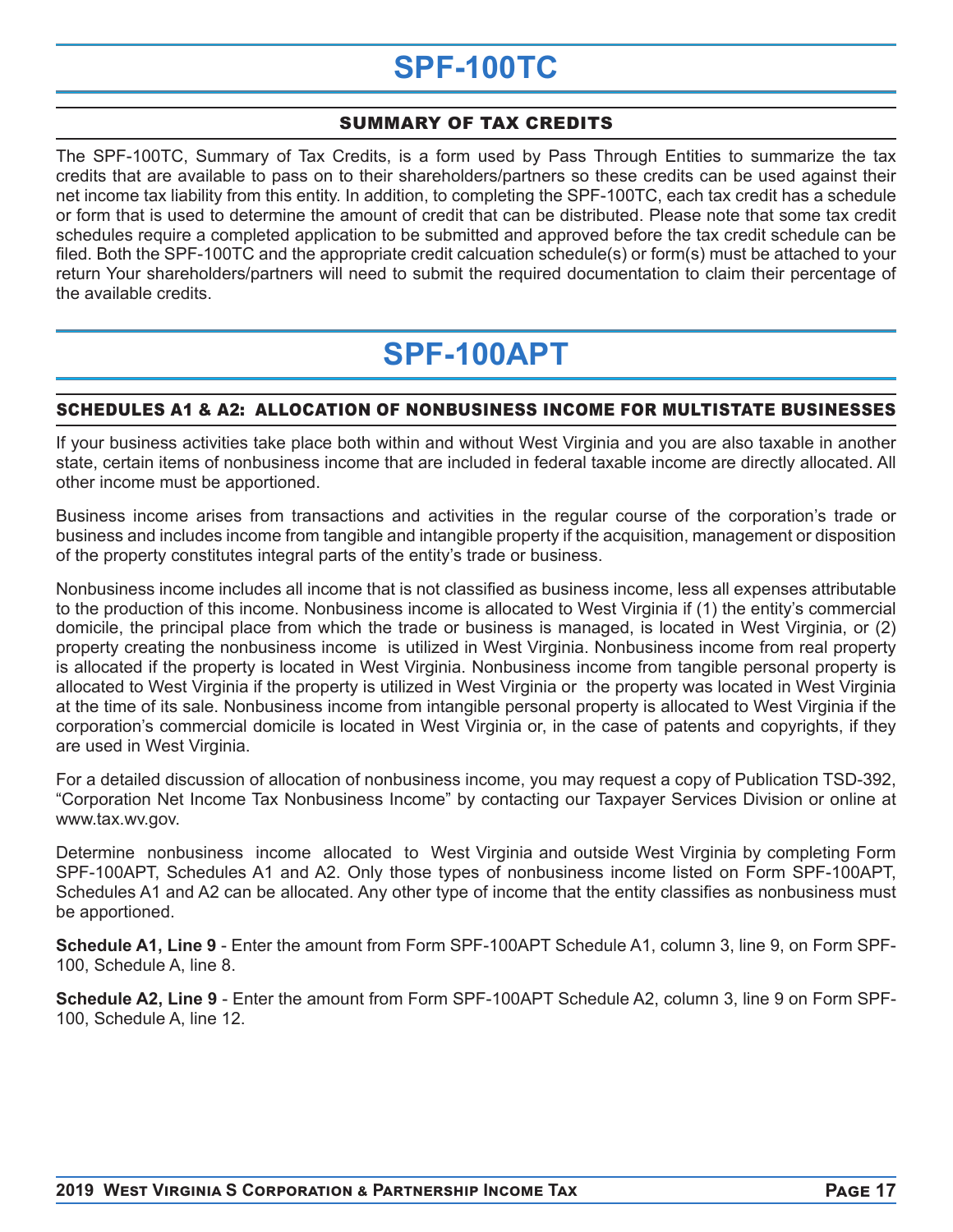# SPF-100TC

## SUMMARY OF TAX CREDITS

The SPF-100TC, Summary of Tax Credits, is a form used by Pass Through Entities to summarize the tax credits that are available to pass on to their shareholders/partners so these credits can be used against their net income tax liability from this entity. In addition, to completing the SPF-100TC, each tax credit has a schedule or form that is used to determine the amount of credit that can be distributed. Please note that some tax credit schedules require a completed application to be submitted and approved before the tax credit schedule can be filed. Both the SPF-100TC and the appropriate credit calcuation schedule(s) or form(s) must be attached to your return Your shareholders/partners will need to submit the required documentation to claim their percentage of the available credits.

# SPF-100APT

## SCHEDULES A1 & A2: ALLOCATION OF NONBUSINESS INCOME FOR MULTISTATE BUSINESSES

If your business activities take place both within and without West Virginia and you are also taxable in another state, certain items of nonbusiness income that are included in federal taxable income are directly allocated. All other income must be apportioned.

Business income arises from transactions and activities in the regular course of the corporation's trade or business and includes income from tangible and intangible property if the acquisition, management or disposition of the property constitutes integral parts of the entity's trade or business.

Nonbusiness income includes all income that is not classified as business income, less all expenses attributable to the production of this income. Nonbusiness income is allocated to West Virginia if (1) the entity's commercial domicile, the principal place from which the trade or business is managed, is located in West Virginia, or (2) property creating the nonbusiness income is utilized in West Virginia. Nonbusiness income from real property is allocated if the property is located in West Virginia. Nonbusiness income from tangible personal property is allocated to West Virginia if the property is utilized in West Virginia or the property was located in West Virginia at the time of its sale. Nonbusiness income from intangible personal property is allocated to West Virginia if the corporation's commercial domicile is located in West Virginia or, in the case of patents and copyrights, if they are used in West Virginia.

For a detailed discussion of allocation of nonbusiness income, you may request a copy of Publication TSD-392, "Corporation Net Income Tax Nonbusiness Income" by contacting our Taxpayer Services Division or online at www.tax.wv.gov.

Determine nonbusiness income allocated to West Virginia and outside West Virginia by completing Form SPF-100APT, Schedules A1 and A2. Only those types of nonbusiness income listed on Form SPF-100APT, Schedules A1 and A2 can be allocated. Any other type of income that the entity classifies as nonbusiness must be apportioned.

**Schedule A1, Line 9** - Enter the amount from Form SPF-100APT Schedule A1, column 3, line 9, on Form SPF-100, Schedule A, line 8.

**Schedule A2, Line 9** - Enter the amount from Form SPF-100APT Schedule A2, column 3, line 9 on Form SPF-100, Schedule A, line 12.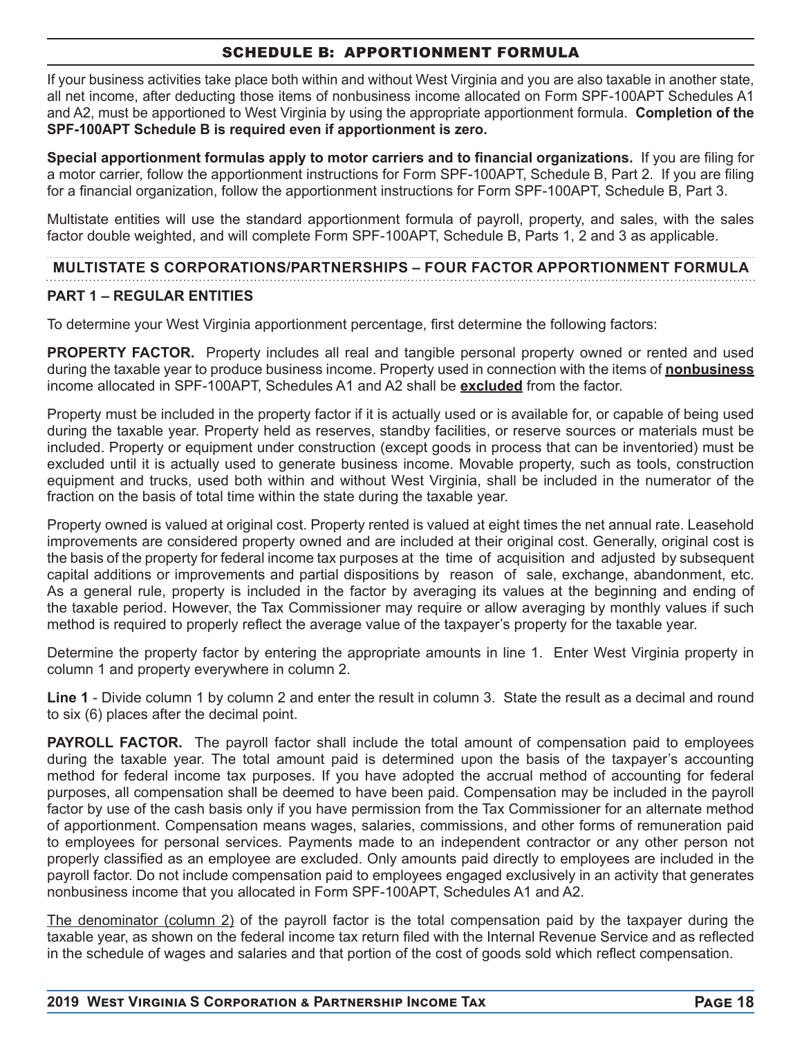## SCHEDULE B: APPORTIONMENT FORMULA

If your business activities take place both within and without West Virginia and you are also taxable in another state, all net income, after deducting those items of nonbusiness income allocated on Form SPF-100APT Schedules A1 and A2, must be apportioned to West Virginia by using the appropriate apportionment formula. **Completion of the SPF-100APT Schedule B is required even if apportionment is zero.**

**Special apportionment formulas apply to motor carriers and to financial organizations.** If you are filing for a motor carrier, follow the apportionment instructions for Form SPF-100APT, Schedule B, Part 2. If you are filing for a financial organization, follow the apportionment instructions for Form SPF-100APT, Schedule B, Part 3.

Multistate entities will use the standard apportionment formula of payroll, property, and sales, with the sales factor double weighted, and will complete Form SPF-100APT, Schedule B, Parts 1, 2 and 3 as applicable.

### MULTISTATE S CORPORATIONS/PARTNERSHIPS – FOUR FACTOR APPORTIONMENT FORMULA

**PART 1 – REGULAR ENTITIES**

To determine your West Virginia apportionment percentage, first determine the following factors:

**PROPERTY FACTOR.** Property includes all real and tangible personal property owned or rented and used during the taxable year to produce business income. Property used in connection with the items of **nonbusiness** income allocated in SPF-100APT, Schedules A1 and A2 shall be **excluded** from the factor.

Property must be included in the property factor if it is actually used or is available for, or capable of being used during the taxable year. Property held as reserves, standby facilities, or reserve sources or materials must be included. Property or equipment under construction (except goods in process that can be inventoried) must be excluded until it is actually used to generate business income. Movable property, such as tools, construction equipment and trucks, used both within and without West Virginia, shall be included in the numerator of the fraction on the basis of total time within the state during the taxable year.

Property owned is valued at original cost. Property rented is valued at eight times the net annual rate. Leasehold improvements are considered property owned and are included at their original cost. Generally, original cost is the basis of the property for federal income tax purposes at the time of acquisition and adjusted by subsequent capital additions or improvements and partial dispositions by reason of sale, exchange, abandonment, etc. As a general rule, property is included in the factor by averaging its values at the beginning and ending of the taxable period. However, the Tax Commissioner may require or allow averaging by monthly values if such method is required to properly reflect the average value of the taxpayer's property for the taxable year.

Determine the property factor by entering the appropriate amounts in line 1. Enter West Virginia property in column 1 and property everywhere in column 2.

**Line 1** - Divide column 1 by column 2 and enter the result in column 3. State the result as a decimal and round to six (6) places after the decimal point.

**PAYROLL FACTOR.** The payroll factor shall include the total amount of compensation paid to employees during the taxable year. The total amount paid is determined upon the basis of the taxpayer's accounting method for federal income tax purposes. If you have adopted the accrual method of accounting for federal purposes, all compensation shall be deemed to have been paid. Compensation may be included in the payroll factor by use of the cash basis only if you have permission from the Tax Commissioner for an alternate method of apportionment. Compensation means wages, salaries, commissions, and other forms of remuneration paid to employees for personal services. Payments made to an independent contractor or any other person not properly classified as an employee are excluded. Only amounts paid directly to employees are included in the payroll factor. Do not include compensation paid to employees engaged exclusively in an activity that generates nonbusiness income that you allocated in Form SPF-100APT, Schedules A1 and A2.

The denominator (column 2) of the payroll factor is the total compensation paid by the taxpayer during the taxable year, as shown on the federal income tax return filed with the Internal Revenue Service and as reflected in the schedule of wages and salaries and that portion of the cost of goods sold which reflect compensation.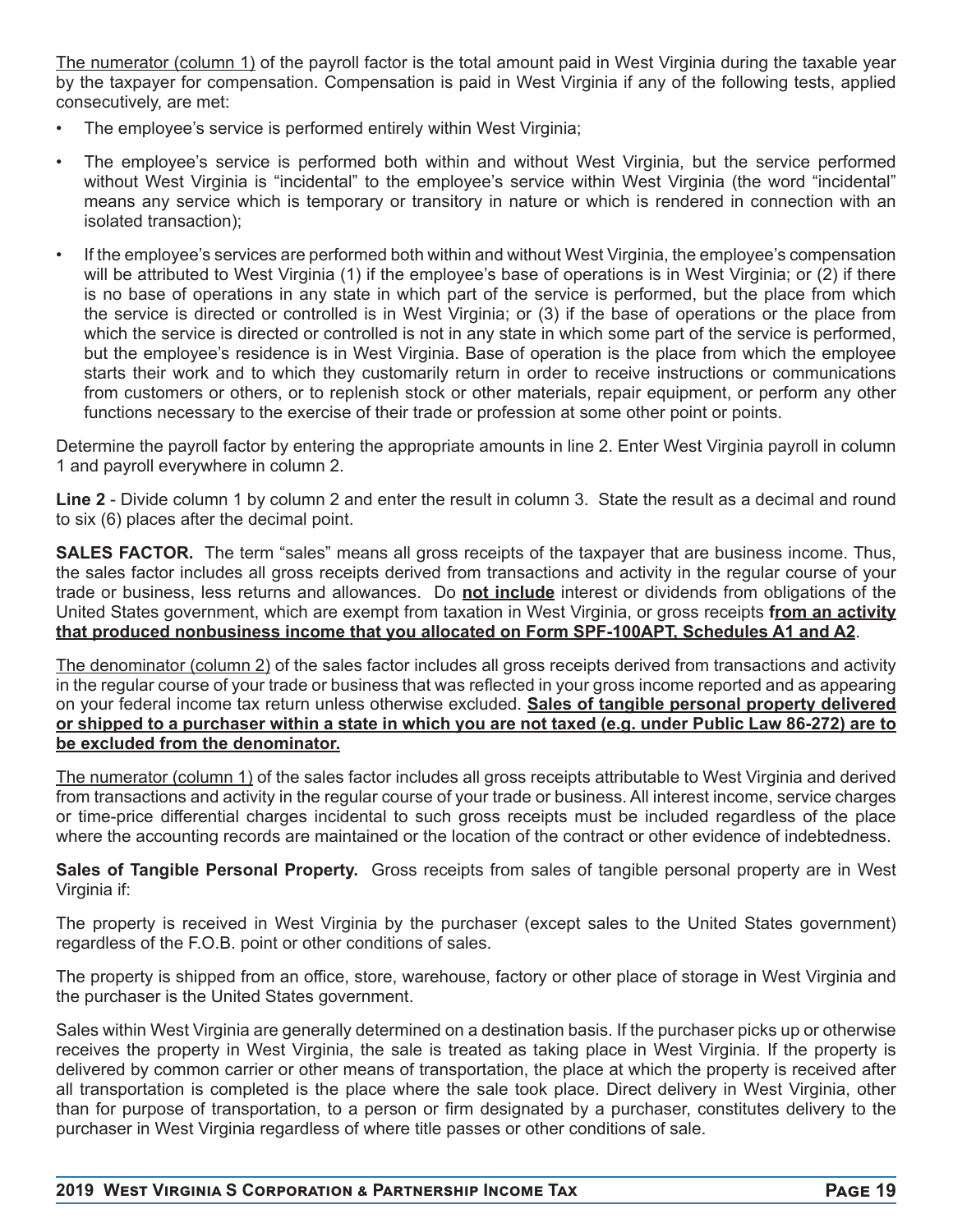<u>The numerator (column 1)</u> of the payroll factor is the total amount paid in West Virginia during the taxable year by the taxpayer for compensation. Compensation is paid in West Virginia if any of the following tests, applied consecutively, are met:

- The employee's service is performed entirely within West Virginia;
- The employee's service is performed both within and without West Virginia, but the service performed without West Virginia is "incidental" to the employee's service within West Virginia (the word "incidental" means any service which is temporary or transitory in nature or which is rendered in connection with an isolated transaction);
- If the employee's services are performed both within and without West Virginia, the employee's compensation will be attributed to West Virginia (1) if the employee's base of operations is in West Virginia; or (2) if there is no base of operations in any state in which part of the service is performed, but the place from which the service is directed or controlled is in West Virginia; or (3) if the base of operations or the place from which the service is directed or controlled is not in any state in which some part of the service is performed, but the employee's residence is in West Virginia. Base of operation is the place from which the employee starts their work and to which they customarily return in order to receive instructions or communications from customers or others, or to replenish stock or other materials, repair equipment, or perform any other functions necessary to the exercise of their trade or profession at some other point or points.

Determine the payroll factor by entering the appropriate amounts in line 2. Enter West Virginia payroll in column 1 and payroll everywhere in column 2.

**Line 2** - Divide column 1 by column 2 and enter the result in column 3. State the result as a decimal and round to six (6) places after the decimal point.

**SALES FACTOR.** The term "sales" means all gross receipts of the taxpayer that are business income. Thus, the sales factor includes all gross receipts derived from transactions and activity in the regular course of your trade or business, less returns and allowances. Do **<u>not include</u>** interest or dividends from obligations of the United States government, which are exempt from taxation in West Virginia, or gross receipts **<u>from an activity that produced nonbusiness income that you allocated on Form SPF-100APT, Schedules A1 and A2</u>**.

<u>The denominator (column 2)</u> of the sales factor includes all gross receipts derived from transactions and activity in the regular course of your trade or business that was reflected in your gross income reported and as appearing on your federal income tax return unless otherwise excluded. **<u>Sales of tangible personal property delivered or shipped to a purchaser within a state in which you are not taxed (e.g. under Public Law 86-272) are to be excluded from the denominator.</u>**

<u>The numerator (column 1)</u> of the sales factor includes all gross receipts attributable to West Virginia and derived from transactions and activity in the regular course of your trade or business. All interest income, service charges or time-price differential charges incidental to such gross receipts must be included regardless of the place where the accounting records are maintained or the location of the contract or other evidence of indebtedness.

**Sales of Tangible Personal Property.** Gross receipts from sales of tangible personal property are in West Virginia if:

The property is received in West Virginia by the purchaser (except sales to the United States government) regardless of the F.O.B. point or other conditions of sales.

The property is shipped from an office, store, warehouse, factory or other place of storage in West Virginia and the purchaser is the United States government.

Sales within West Virginia are generally determined on a destination basis. If the purchaser picks up or otherwise receives the property in West Virginia, the sale is treated as taking place in West Virginia. If the property is delivered by common carrier or other means of transportation, the place at which the property is received after all transportation is completed is the place where the sale took place. Direct delivery in West Virginia, other than for purpose of transportation, to a person or firm designated by a purchaser, constitutes delivery to the purchaser in West Virginia regardless of where title passes or other conditions of sale.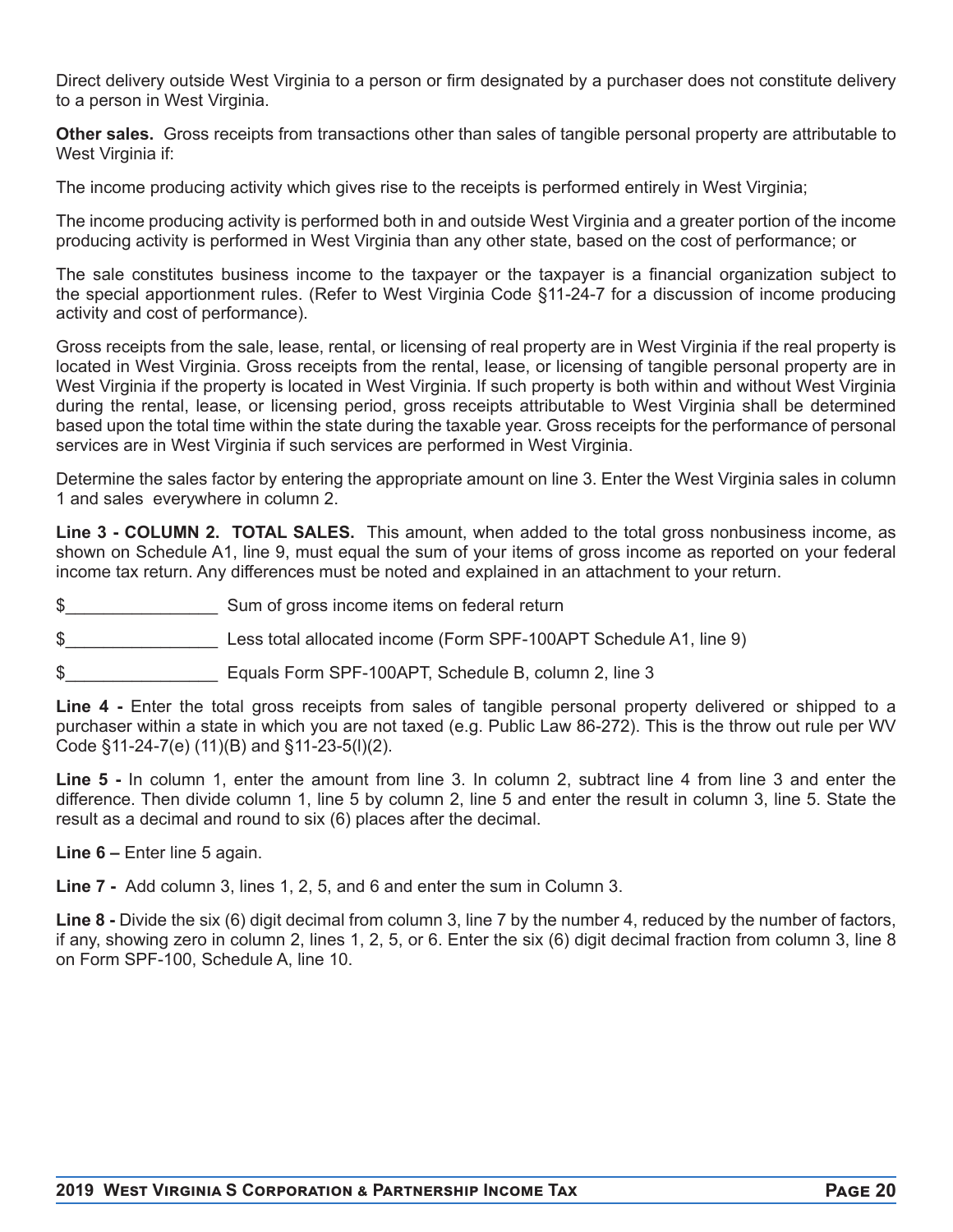Direct delivery outside West Virginia to a person or firm designated by a purchaser does not constitute delivery to a person in West Virginia.

**Other sales.** Gross receipts from transactions other than sales of tangible personal property are attributable to West Virginia if:

The income producing activity which gives rise to the receipts is performed entirely in West Virginia;

The income producing activity is performed both in and outside West Virginia and a greater portion of the income producing activity is performed in West Virginia than any other state, based on the cost of performance; or

The sale constitutes business income to the taxpayer or the taxpayer is a financial organization subject to the special apportionment rules. (Refer to West Virginia Code §11-24-7 for a discussion of income producing activity and cost of performance).

Gross receipts from the sale, lease, rental, or licensing of real property are in West Virginia if the real property is located in West Virginia. Gross receipts from the rental, lease, or licensing of tangible personal property are in West Virginia if the property is located in West Virginia. If such property is both within and without West Virginia during the rental, lease, or licensing period, gross receipts attributable to West Virginia shall be determined based upon the total time within the state during the taxable year. Gross receipts for the performance of personal services are in West Virginia if such services are performed in West Virginia.

Determine the sales factor by entering the appropriate amount on line 3. Enter the West Virginia sales in column 1 and sales everywhere in column 2.

**Line 3 - COLUMN 2. TOTAL SALES.** This amount, when added to the total gross nonbusiness income, as shown on Schedule A1, line 9, must equal the sum of your items of gross income as reported on your federal income tax return. Any differences must be noted and explained in an attachment to your return.

$________________ Sum of gross income items on federal return

$________________ Less total allocated income (Form SPF-100APT Schedule A1, line 9)

$________________ Equals Form SPF-100APT, Schedule B, column 2, line 3

**Line 4 -** Enter the total gross receipts from sales of tangible personal property delivered or shipped to a purchaser within a state in which you are not taxed (e.g. Public Law 86-272). This is the throw out rule per WV Code §11-24-7(e) (11)(B) and §11-23-5(l)(2).

**Line 5 -** In column 1, enter the amount from line 3. In column 2, subtract line 4 from line 3 and enter the difference. Then divide column 1, line 5 by column 2, line 5 and enter the result in column 3, line 5. State the result as a decimal and round to six (6) places after the decimal.

**Line 6 –** Enter line 5 again.

**Line 7 -** Add column 3, lines 1, 2, 5, and 6 and enter the sum in Column 3.

**Line 8 -** Divide the six (6) digit decimal from column 3, line 7 by the number 4, reduced by the number of factors, if any, showing zero in column 2, lines 1, 2, 5, or 6. Enter the six (6) digit decimal fraction from column 3, line 8 on Form SPF-100, Schedule A, line 10.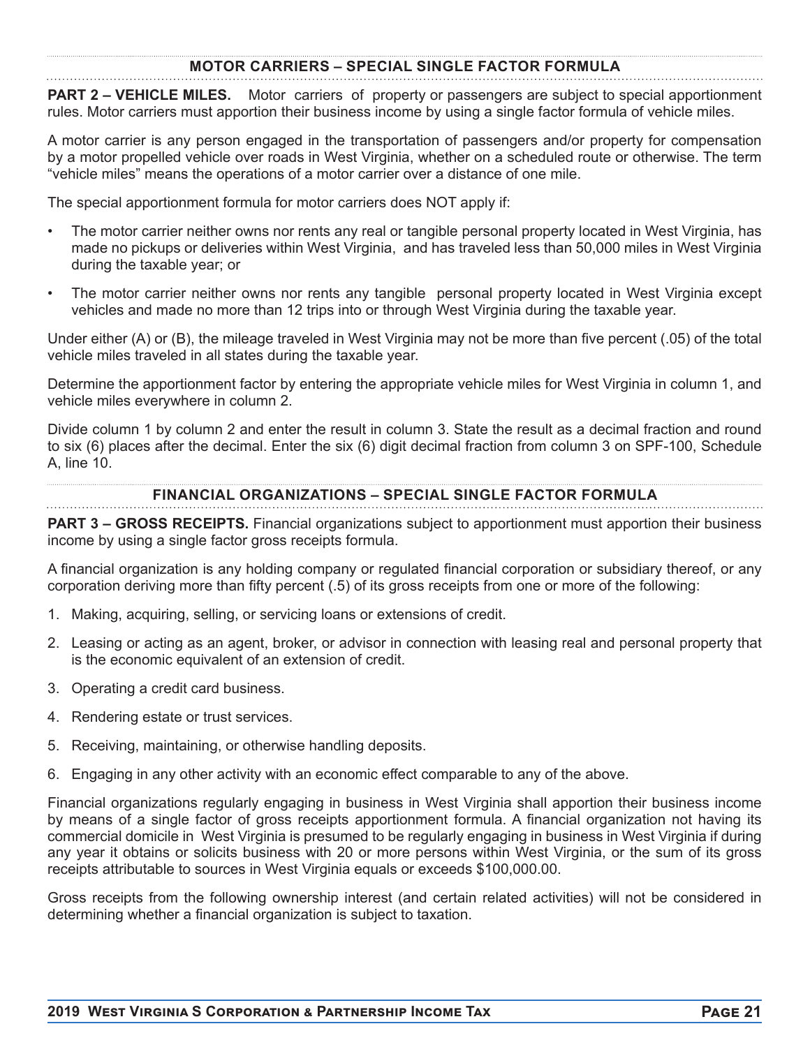## MOTOR CARRIERS – SPECIAL SINGLE FACTOR FORMULA

**PART 2 – VEHICLE MILES.** Motor carriers of property or passengers are subject to special apportionment rules. Motor carriers must apportion their business income by using a single factor formula of vehicle miles.

A motor carrier is any person engaged in the transportation of passengers and/or property for compensation by a motor propelled vehicle over roads in West Virginia, whether on a scheduled route or otherwise. The term "vehicle miles" means the operations of a motor carrier over a distance of one mile.

The special apportionment formula for motor carriers does NOT apply if:

- The motor carrier neither owns nor rents any real or tangible personal property located in West Virginia, has made no pickups or deliveries within West Virginia, and has traveled less than 50,000 miles in West Virginia during the taxable year; or
- The motor carrier neither owns nor rents any tangible personal property located in West Virginia except vehicles and made no more than 12 trips into or through West Virginia during the taxable year.

Under either (A) or (B), the mileage traveled in West Virginia may not be more than five percent (.05) of the total vehicle miles traveled in all states during the taxable year.

Determine the apportionment factor by entering the appropriate vehicle miles for West Virginia in column 1, and vehicle miles everywhere in column 2.

Divide column 1 by column 2 and enter the result in column 3. State the result as a decimal fraction and round to six (6) places after the decimal. Enter the six (6) digit decimal fraction from column 3 on SPF-100, Schedule A, line 10.

## FINANCIAL ORGANIZATIONS – SPECIAL SINGLE FACTOR FORMULA

**PART 3 – GROSS RECEIPTS.** Financial organizations subject to apportionment must apportion their business income by using a single factor gross receipts formula.

A financial organization is any holding company or regulated financial corporation or subsidiary thereof, or any corporation deriving more than fifty percent (.5) of its gross receipts from one or more of the following:

1. Making, acquiring, selling, or servicing loans or extensions of credit.
2. Leasing or acting as an agent, broker, or advisor in connection with leasing real and personal property that is the economic equivalent of an extension of credit.
3. Operating a credit card business.
4. Rendering estate or trust services.
5. Receiving, maintaining, or otherwise handling deposits.
6. Engaging in any other activity with an economic effect comparable to any of the above.

Financial organizations regularly engaging in business in West Virginia shall apportion their business income by means of a single factor of gross receipts apportionment formula. A financial organization not having its commercial domicile in West Virginia is presumed to be regularly engaging in business in West Virginia if during any year it obtains or solicits business with 20 or more persons within West Virginia, or the sum of its gross receipts attributable to sources in West Virginia equals or exceeds $100,000.00.

Gross receipts from the following ownership interest (and certain related activities) will not be considered in determining whether a financial organization is subject to taxation.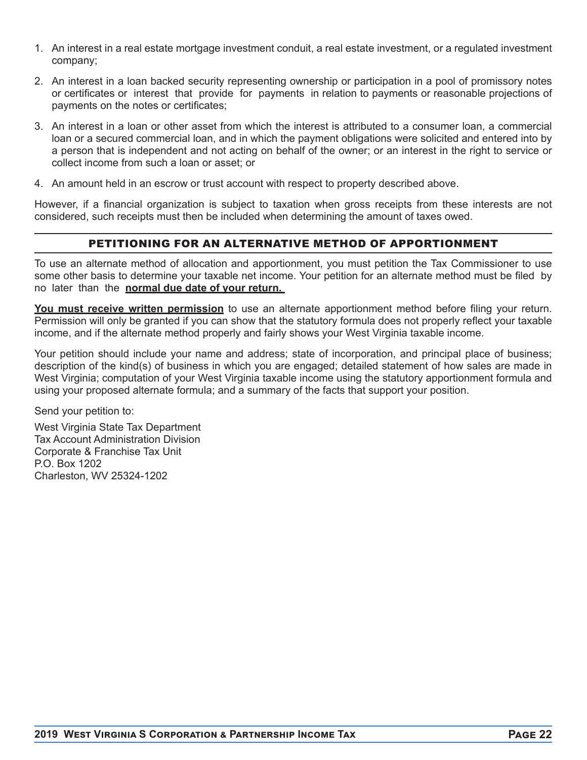1. An interest in a real estate mortgage investment conduit, a real estate investment, or a regulated investment company;
2. An interest in a loan backed security representing ownership or participation in a pool of promissory notes or certificates or interest that provide for payments in relation to payments or reasonable projections of payments on the notes or certificates;
3. An interest in a loan or other asset from which the interest is attributed to a consumer loan, a commercial loan or a secured commercial loan, and in which the payment obligations were solicited and entered into by a person that is independent and not acting on behalf of the owner; or an interest in the right to service or collect income from such a loan or asset; or
4. An amount held in an escrow or trust account with respect to property described above.

However, if a financial organization is subject to taxation when gross receipts from these interests are not considered, such receipts must then be included when determining the amount of taxes owed.

## PETITIONING FOR AN ALTERNATIVE METHOD OF APPORTIONMENT

To use an alternate method of allocation and apportionment, you must petition the Tax Commissioner to use some other basis to determine your taxable net income. Your petition for an alternate method must be filed by no later than the **normal due date of your return.**

**You must receive written permission** to use an alternate apportionment method before filing your return. Permission will only be granted if you can show that the statutory formula does not properly reflect your taxable income, and if the alternate method properly and fairly shows your West Virginia taxable income.

Your petition should include your name and address; state of incorporation, and principal place of business; description of the kind(s) of business in which you are engaged; detailed statement of how sales are made in West Virginia; computation of your West Virginia taxable income using the statutory apportionment formula and using your proposed alternate formula; and a summary of the facts that support your position.

Send your petition to:

West Virginia State Tax Department
Tax Account Administration Division
Corporate & Franchise Tax Unit
P.O. Box 1202
Charleston, WV 25324-1202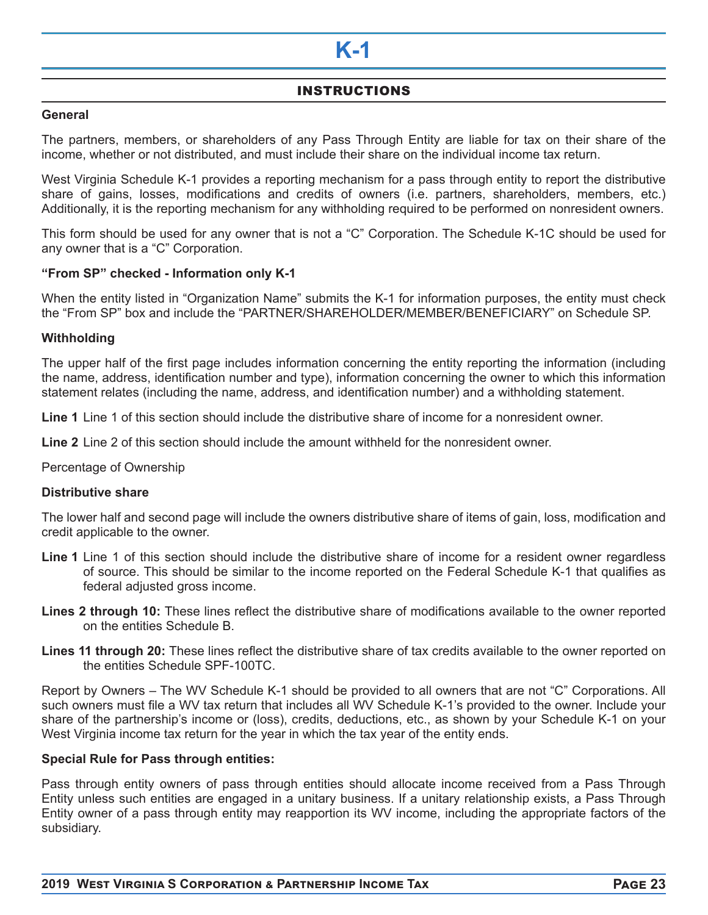# K-1

## INSTRUCTIONS

### General

The partners, members, or shareholders of any Pass Through Entity are liable for tax on their share of the income, whether or not distributed, and must include their share on the individual income tax return.

West Virginia Schedule K-1 provides a reporting mechanism for a pass through entity to report the distributive share of gains, losses, modifications and credits of owners (i.e. partners, shareholders, members, etc.) Additionally, it is the reporting mechanism for any withholding required to be performed on nonresident owners.

This form should be used for any owner that is not a "C" Corporation. The Schedule K-1C should be used for any owner that is a "C" Corporation.

### "From SP" checked - Information only K-1

When the entity listed in "Organization Name" submits the K-1 for information purposes, the entity must check the "From SP" box and include the "PARTNER/SHAREHOLDER/MEMBER/BENEFICIARY" on Schedule SP.

### Withholding

The upper half of the first page includes information concerning the entity reporting the information (including the name, address, identification number and type), information concerning the owner to which this information statement relates (including the name, address, and identification number) and a withholding statement.

**Line 1** Line 1 of this section should include the distributive share of income for a nonresident owner.

**Line 2** Line 2 of this section should include the amount withheld for the nonresident owner.

Percentage of Ownership

### Distributive share

The lower half and second page will include the owners distributive share of items of gain, loss, modification and credit applicable to the owner.

**Line 1** Line 1 of this section should include the distributive share of income for a resident owner regardless of source. This should be similar to the income reported on the Federal Schedule K-1 that qualifies as federal adjusted gross income.

**Lines 2 through 10:** These lines reflect the distributive share of modifications available to the owner reported on the entities Schedule B.

**Lines 11 through 20:** These lines reflect the distributive share of tax credits available to the owner reported on the entities Schedule SPF-100TC.

Report by Owners – The WV Schedule K-1 should be provided to all owners that are not "C" Corporations. All such owners must file a WV tax return that includes all WV Schedule K-1's provided to the owner. Include your share of the partnership's income or (loss), credits, deductions, etc., as shown by your Schedule K-1 on your West Virginia income tax return for the year in which the tax year of the entity ends.

### Special Rule for Pass through entities:

Pass through entity owners of pass through entities should allocate income received from a Pass Through Entity unless such entities are engaged in a unitary business. If a unitary relationship exists, a Pass Through Entity owner of a pass through entity may reapportion its WV income, including the appropriate factors of the subsidiary.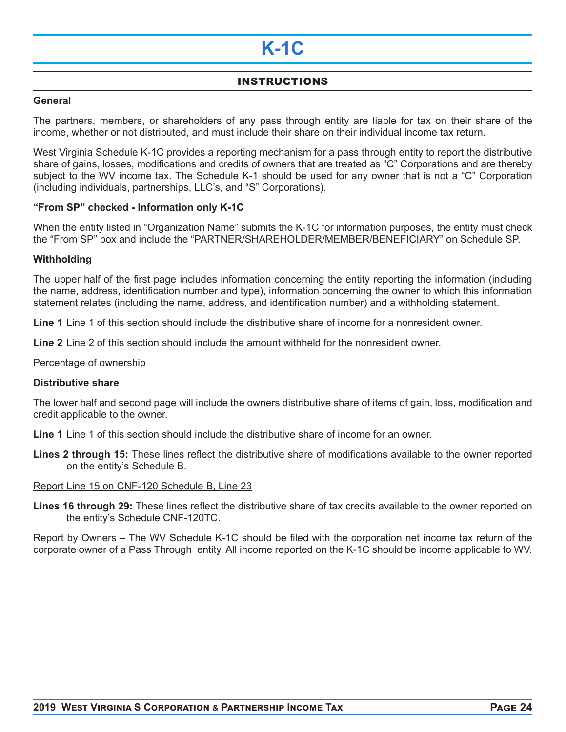# K-1C

## INSTRUCTIONS

### General

The partners, members, or shareholders of any pass through entity are liable for tax on their share of the income, whether or not distributed, and must include their share on their individual income tax return.

West Virginia Schedule K-1C provides a reporting mechanism for a pass through entity to report the distributive share of gains, losses, modifications and credits of owners that are treated as "C" Corporations and are thereby subject to the WV income tax. The Schedule K-1 should be used for any owner that is not a "C" Corporation (including individuals, partnerships, LLC's, and "S" Corporations).

### "From SP" checked - Information only K-1C

When the entity listed in "Organization Name" submits the K-1C for information purposes, the entity must check the "From SP" box and include the "PARTNER/SHAREHOLDER/MEMBER/BENEFICIARY" on Schedule SP.

### Withholding

The upper half of the first page includes information concerning the entity reporting the information (including the name, address, identification number and type), information concerning the owner to which this information statement relates (including the name, address, and identification number) and a withholding statement.

**Line 1** Line 1 of this section should include the distributive share of income for a nonresident owner.

**Line 2** Line 2 of this section should include the amount withheld for the nonresident owner.

Percentage of ownership

### Distributive share

The lower half and second page will include the owners distributive share of items of gain, loss, modification and credit applicable to the owner.

**Line 1** Line 1 of this section should include the distributive share of income for an owner.

**Lines 2 through 15:** These lines reflect the distributive share of modifications available to the owner reported on the entity's Schedule B.

Report Line 15 on CNF-120 Schedule B, Line 23

**Lines 16 through 29:** These lines reflect the distributive share of tax credits available to the owner reported on the entity's Schedule CNF-120TC.

Report by Owners – The WV Schedule K-1C should be filed with the corporation net income tax return of the corporate owner of a Pass Through entity. All income reported on the K-1C should be income applicable to WV.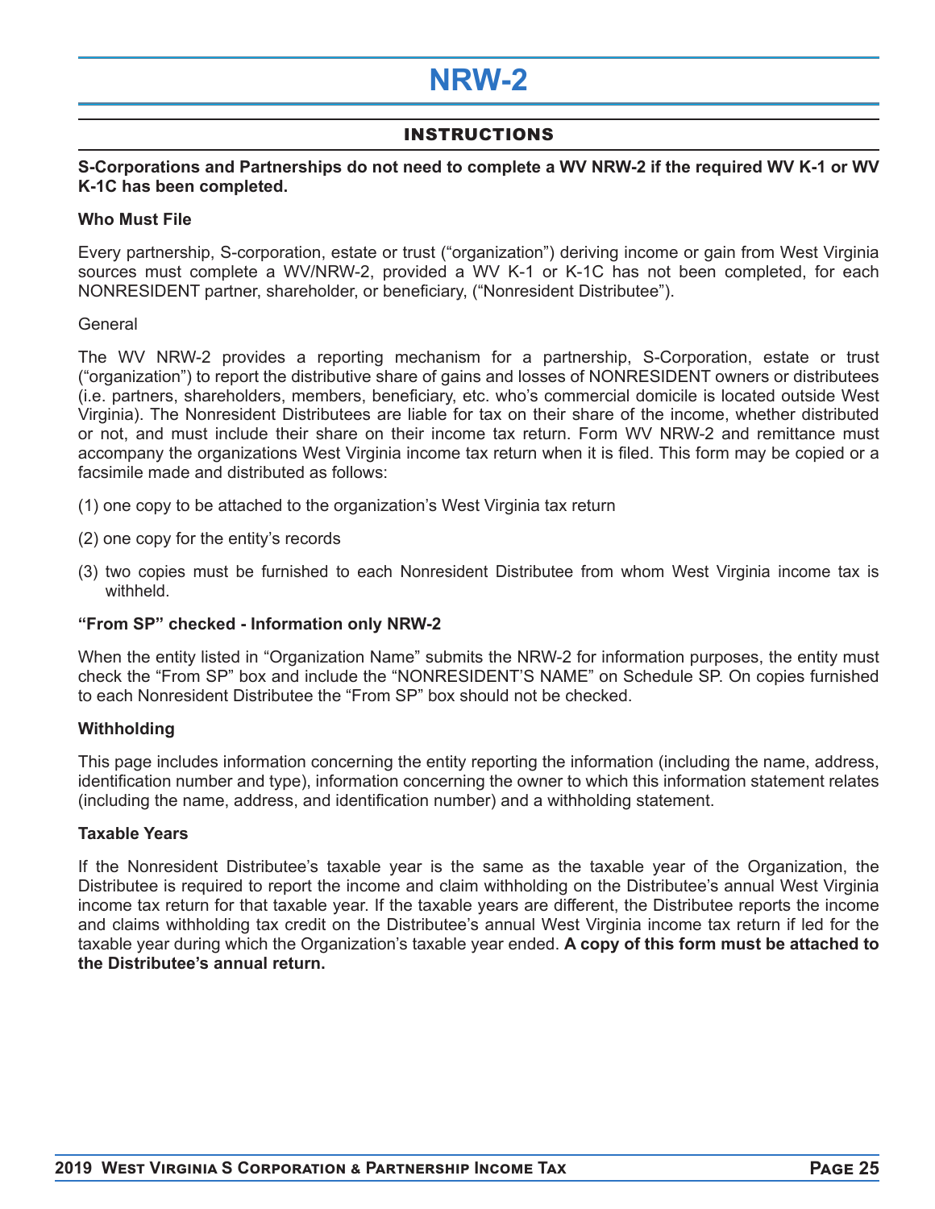# NRW-2

## INSTRUCTIONS

**S-Corporations and Partnerships do not need to complete a WV NRW-2 if the required WV K-1 or WV K-1C has been completed.**

**Who Must File**

Every partnership, S-corporation, estate or trust ("organization") deriving income or gain from West Virginia sources must complete a WV/NRW-2, provided a WV K-1 or K-1C has not been completed, for each NONRESIDENT partner, shareholder, or beneficiary, ("Nonresident Distributee").

General

The WV NRW-2 provides a reporting mechanism for a partnership, S-Corporation, estate or trust ("organization") to report the distributive share of gains and losses of NONRESIDENT owners or distributees (i.e. partners, shareholders, members, beneficiary, etc. who's commercial domicile is located outside West Virginia). The Nonresident Distributees are liable for tax on their share of the income, whether distributed or not, and must include their share on their income tax return. Form WV NRW-2 and remittance must accompany the organizations West Virginia income tax return when it is filed. This form may be copied or a facsimile made and distributed as follows:

(1) one copy to be attached to the organization's West Virginia tax return

(2) one copy for the entity's records

(3) two copies must be furnished to each Nonresident Distributee from whom West Virginia income tax is withheld.

**"From SP" checked - Information only NRW-2**

When the entity listed in "Organization Name" submits the NRW-2 for information purposes, the entity must check the "From SP" box and include the "NONRESIDENT'S NAME" on Schedule SP. On copies furnished to each Nonresident Distributee the "From SP" box should not be checked.

**Withholding**

This page includes information concerning the entity reporting the information (including the name, address, identification number and type), information concerning the owner to which this information statement relates (including the name, address, and identification number) and a withholding statement.

**Taxable Years**

If the Nonresident Distributee's taxable year is the same as the taxable year of the Organization, the Distributee is required to report the income and claim withholding on the Distributee's annual West Virginia income tax return for that taxable year. If the taxable years are different, the Distributee reports the income and claims withholding tax credit on the Distributee's annual West Virginia income tax return if led for the taxable year during which the Organization's taxable year ended. **A copy of this form must be attached to the Distributee's annual return.**